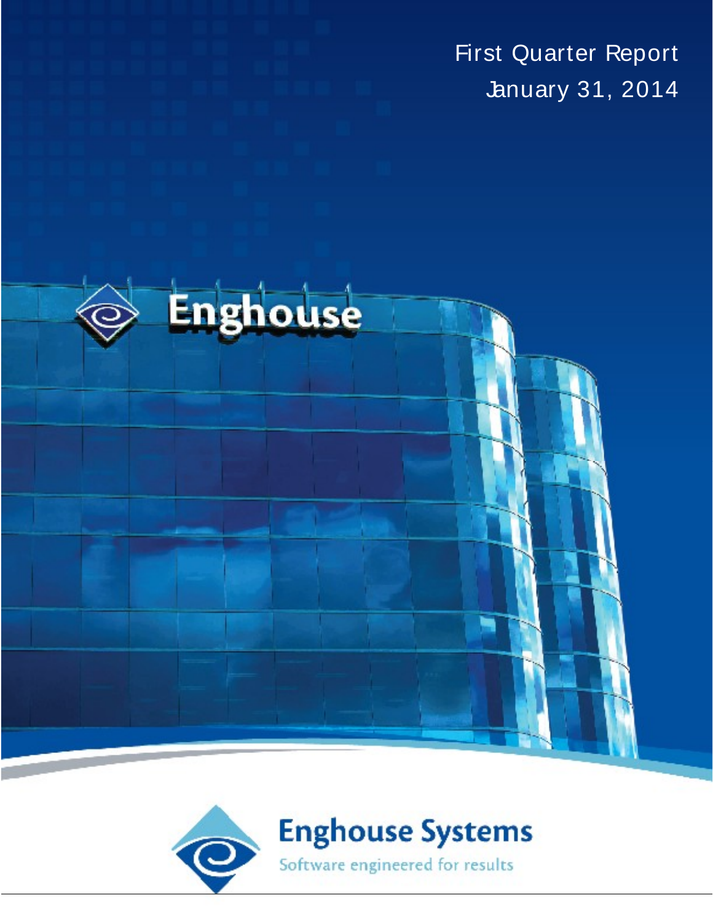# First Quarter Report

January 31, 2014

Enghouse Systems

Software engineered for results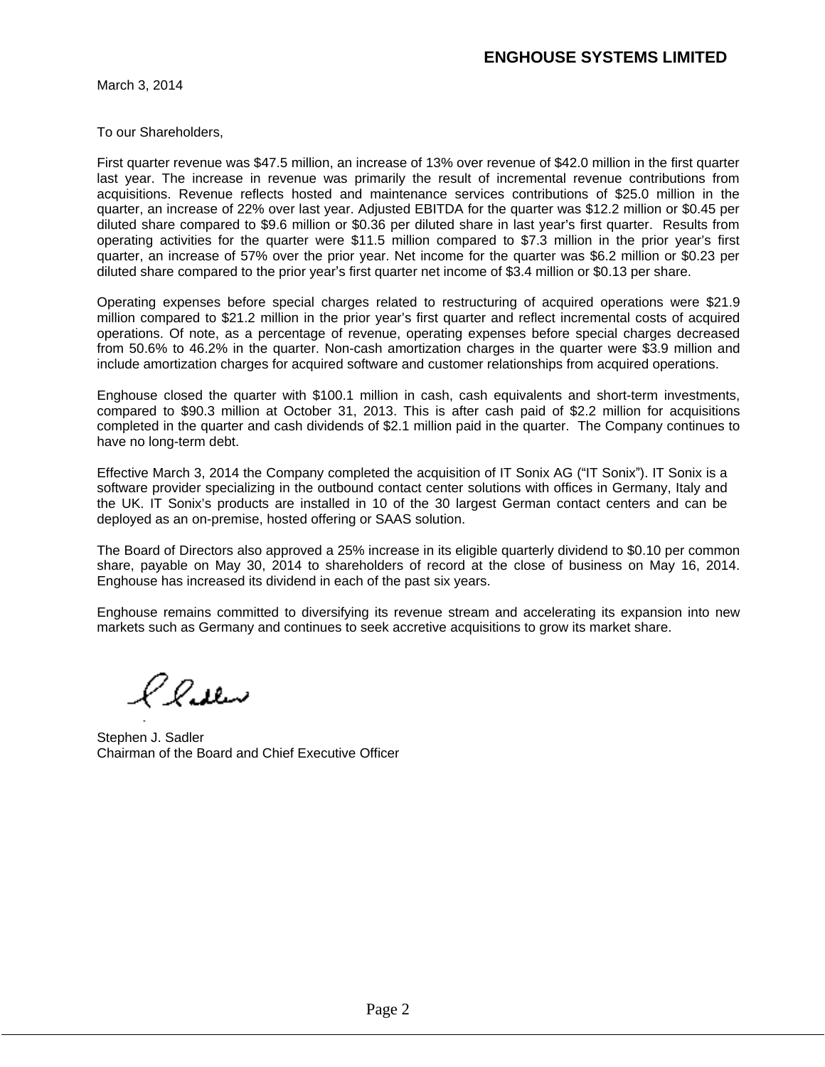**ENGHOUSE SYSTEMS LIMITED**

March 3, 2014

To our Shareholders,

First quarter revenue was $47.5 million, an increase of 13% over revenue of $42.0 million in the first quarter last year. The increase in revenue was primarily the result of incremental revenue contributions from acquisitions. Revenue reflects hosted and maintenance services contributions of $25.0 million in the quarter, an increase of 22% over last year. Adjusted EBITDA for the quarter was $12.2 million or $0.45 per diluted share compared to $9.6 million or $0.36 per diluted share in last year's first quarter. Results from operating activities for the quarter were $11.5 million compared to $7.3 million in the prior year's first quarter, an increase of 57% over the prior year. Net income for the quarter was $6.2 million or $0.23 per diluted share compared to the prior year's first quarter net income of $3.4 million or $0.13 per share.

Operating expenses before special charges related to restructuring of acquired operations were $21.9 million compared to $21.2 million in the prior year's first quarter and reflect incremental costs of acquired operations. Of note, as a percentage of revenue, operating expenses before special charges decreased from 50.6% to 46.2% in the quarter. Non-cash amortization charges in the quarter were $3.9 million and include amortization charges for acquired software and customer relationships from acquired operations.

Enghouse closed the quarter with $100.1 million in cash, cash equivalents and short-term investments, compared to $90.3 million at October 31, 2013. This is after cash paid of $2.2 million for acquisitions completed in the quarter and cash dividends of $2.1 million paid in the quarter. The Company continues to have no long-term debt.

Effective March 3, 2014 the Company completed the acquisition of IT Sonix AG ("IT Sonix"). IT Sonix is a software provider specializing in the outbound contact center solutions with offices in Germany, Italy and the UK. IT Sonix's products are installed in 10 of the 30 largest German contact centers and can be deployed as an on-premise, hosted offering or SAAS solution.

The Board of Directors also approved a 25% increase in its eligible quarterly dividend to $0.10 per common share, payable on May 30, 2014 to shareholders of record at the close of business on May 16, 2014. Enghouse has increased its dividend in each of the past six years.

Enghouse remains committed to diversifying its revenue stream and accelerating its expansion into new markets such as Germany and continues to seek accretive acquisitions to grow its market share.

Stephen J. Sadler
Chairman of the Board and Chief Executive Officer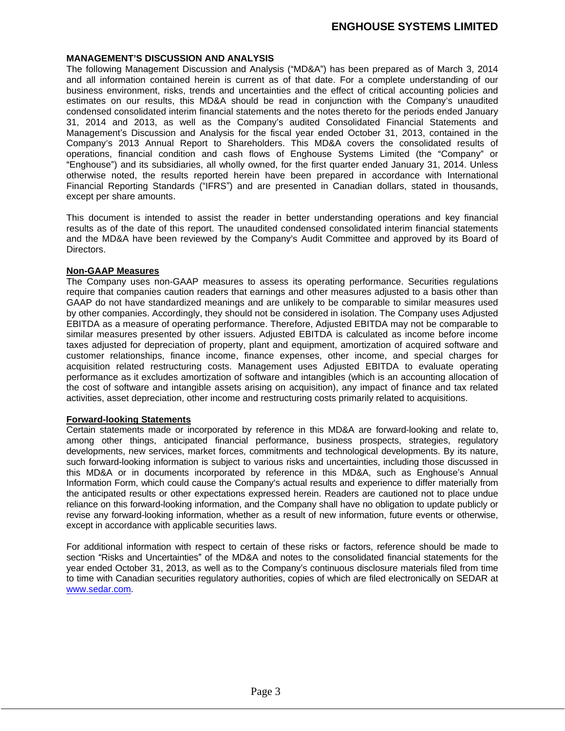## MANAGEMENT'S DISCUSSION AND ANALYSIS

The following Management Discussion and Analysis ("MD&A") has been prepared as of March 3, 2014 and all information contained herein is current as of that date. For a complete understanding of our business environment, risks, trends and uncertainties and the effect of critical accounting policies and estimates on our results, this MD&A should be read in conjunction with the Company's unaudited condensed consolidated interim financial statements and the notes thereto for the periods ended January 31, 2014 and 2013, as well as the Company's audited Consolidated Financial Statements and Management's Discussion and Analysis for the fiscal year ended October 31, 2013, contained in the Company's 2013 Annual Report to Shareholders. This MD&A covers the consolidated results of operations, financial condition and cash flows of Enghouse Systems Limited (the "Company" or "Enghouse") and its subsidiaries, all wholly owned, for the first quarter ended January 31, 2014. Unless otherwise noted, the results reported herein have been prepared in accordance with International Financial Reporting Standards ("IFRS") and are presented in Canadian dollars, stated in thousands, except per share amounts.

This document is intended to assist the reader in better understanding operations and key financial results as of the date of this report. The unaudited condensed consolidated interim financial statements and the MD&A have been reviewed by the Company's Audit Committee and approved by its Board of Directors.

### Non-GAAP Measures

The Company uses non-GAAP measures to assess its operating performance. Securities regulations require that companies caution readers that earnings and other measures adjusted to a basis other than GAAP do not have standardized meanings and are unlikely to be comparable to similar measures used by other companies. Accordingly, they should not be considered in isolation. The Company uses Adjusted EBITDA as a measure of operating performance. Therefore, Adjusted EBITDA may not be comparable to similar measures presented by other issuers. Adjusted EBITDA is calculated as income before income taxes adjusted for depreciation of property, plant and equipment, amortization of acquired software and customer relationships, finance income, finance expenses, other income, and special charges for acquisition related restructuring costs. Management uses Adjusted EBITDA to evaluate operating performance as it excludes amortization of software and intangibles (which is an accounting allocation of the cost of software and intangible assets arising on acquisition), any impact of finance and tax related activities, asset depreciation, other income and restructuring costs primarily related to acquisitions.

### Forward-looking Statements

Certain statements made or incorporated by reference in this MD&A are forward-looking and relate to, among other things, anticipated financial performance, business prospects, strategies, regulatory developments, new services, market forces, commitments and technological developments. By its nature, such forward-looking information is subject to various risks and uncertainties, including those discussed in this MD&A or in documents incorporated by reference in this MD&A, such as Enghouse's Annual Information Form, which could cause the Company's actual results and experience to differ materially from the anticipated results or other expectations expressed herein. Readers are cautioned not to place undue reliance on this forward-looking information, and the Company shall have no obligation to update publicly or revise any forward-looking information, whether as a result of new information, future events or otherwise, except in accordance with applicable securities laws.

For additional information with respect to certain of these risks or factors, reference should be made to section "Risks and Uncertainties" of the MD&A and notes to the consolidated financial statements for the year ended October 31, 2013, as well as to the Company's continuous disclosure materials filed from time to time with Canadian securities regulatory authorities, copies of which are filed electronically on SEDAR at www.sedar.com.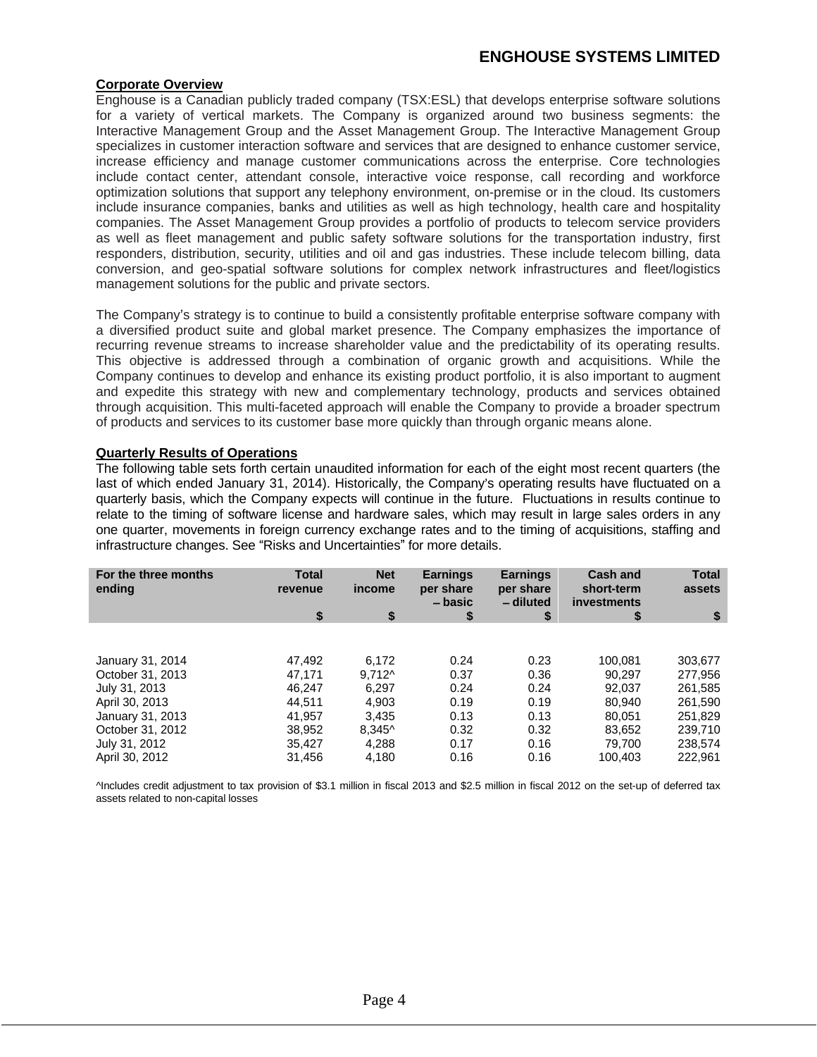### Corporate Overview

Enghouse is a Canadian publicly traded company (TSX:ESL) that develops enterprise software solutions for a variety of vertical markets. The Company is organized around two business segments: the Interactive Management Group and the Asset Management Group. The Interactive Management Group specializes in customer interaction software and services that are designed to enhance customer service, increase efficiency and manage customer communications across the enterprise. Core technologies include contact center, attendant console, interactive voice response, call recording and workforce optimization solutions that support any telephony environment, on-premise or in the cloud. Its customers include insurance companies, banks and utilities as well as high technology, health care and hospitality companies. The Asset Management Group provides a portfolio of products to telecom service providers as well as fleet management and public safety software solutions for the transportation industry, first responders, distribution, security, utilities and oil and gas industries. These include telecom billing, data conversion, and geo-spatial software solutions for complex network infrastructures and fleet/logistics management solutions for the public and private sectors.

The Company's strategy is to continue to build a consistently profitable enterprise software company with a diversified product suite and global market presence. The Company emphasizes the importance of recurring revenue streams to increase shareholder value and the predictability of its operating results. This objective is addressed through a combination of organic growth and acquisitions. While the Company continues to develop and enhance its existing product portfolio, it is also important to augment and expedite this strategy with new and complementary technology, products and services obtained through acquisition. This multi-faceted approach will enable the Company to provide a broader spectrum of products and services to its customer base more quickly than through organic means alone.

### Quarterly Results of Operations

The following table sets forth certain unaudited information for each of the eight most recent quarters (the last of which ended January 31, 2014). Historically, the Company's operating results have fluctuated on a quarterly basis, which the Company expects will continue in the future. Fluctuations in results continue to relate to the timing of software license and hardware sales, which may result in large sales orders in any one quarter, movements in foreign currency exchange rates and to the timing of acquisitions, staffing and infrastructure changes. See "Risks and Uncertainties" for more details.

| For the three months ending | Total revenue $ | Net income $ | Earnings per share – basic $ | Earnings per share – diluted $ | Cash and short-term investments $ | Total assets $ |
|---|---|---|---|---|---|---|
| January 31, 2014 | 47,492 | 6,172 | 0.24 | 0.23 | 100,081 | 303,677 |
| October 31, 2013 | 47,171 | 9,712^ | 0.37 | 0.36 | 90,297 | 277,956 |
| July 31, 2013 | 46,247 | 6,297 | 0.24 | 0.24 | 92,037 | 261,585 |
| April 30, 2013 | 44,511 | 4,903 | 0.19 | 0.19 | 80,940 | 261,590 |
| January 31, 2013 | 41,957 | 3,435 | 0.13 | 0.13 | 80,051 | 251,829 |
| October 31, 2012 | 38,952 | 8,345^ | 0.32 | 0.32 | 83,652 | 239,710 |
| July 31, 2012 | 35,427 | 4,288 | 0.17 | 0.16 | 79,700 | 238,574 |
| April 30, 2012 | 31,456 | 4,180 | 0.16 | 0.16 | 100,403 | 222,961 |

^Includes credit adjustment to tax provision of $3.1 million in fiscal 2013 and $2.5 million in fiscal 2012 on the set-up of deferred tax assets related to non-capital losses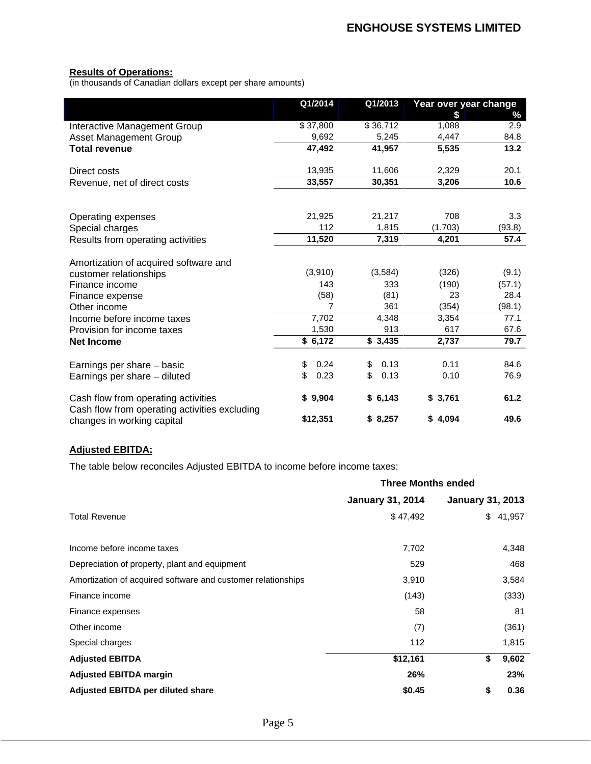**Results of Operations:**
(in thousands of Canadian dollars except per share amounts)

| | Q1/2014 | Q1/2013 | Year over year change $ | % |
|---|---|---|---|---|
| Interactive Management Group | $ 37,800 | $ 36,712 | 1,088 | 2.9 |
| Asset Management Group | 9,692 | 5,245 | 4,447 | 84.8 |
| **Total revenue** | **47,492** | **41,957** | **5,535** | **13.2** |
| Direct costs | 13,935 | 11,606 | 2,329 | 20.1 |
| Revenue, net of direct costs | **33,557** | **30,351** | **3,206** | **10.6** |
| Operating expenses | 21,925 | 21,217 | 708 | 3.3 |
| Special charges | 112 | 1,815 | (1,703) | (93.8) |
| Results from operating activities | **11,520** | **7,319** | **4,201** | **57.4** |
| Amortization of acquired software and customer relationships | (3,910) | (3,584) | (326) | (9.1) |
| Finance income | 143 | 333 | (190) | (57.1) |
| Finance expense | (58) | (81) | 23 | 28.4 |
| Other income | 7 | 361 | (354) | (98.1) |
| Income before income taxes | 7,702 | 4,348 | 3,354 | 77.1 |
| Provision for income taxes | 1,530 | 913 | 617 | 67.6 |
| **Net Income** | **$ 6,172** | **$ 3,435** | **2,737** | **79.7** |
| Earnings per share – basic | $ 0.24 | $ 0.13 | 0.11 | 84.6 |
| Earnings per share – diluted | $ 0.23 | $ 0.13 | 0.10 | 76.9 |
| Cash flow from operating activities | **$ 9,904** | **$ 6,143** | **$ 3,761** | **61.2** |
| Cash flow from operating activities excluding changes in working capital | **$12,351** | **$ 8,257** | **$ 4,094** | **49.6** |

**Adjusted EBITDA:**

The table below reconciles Adjusted EBITDA to income before income taxes:

| | Three Months ended | |
|---|---|---|
| | **January 31, 2014** | **January 31, 2013** |
| Total Revenue | $ 47,492 | $ 41,957 |
| Income before income taxes | 7,702 | 4,348 |
| Depreciation of property, plant and equipment | 529 | 468 |
| Amortization of acquired software and customer relationships | 3,910 | 3,584 |
| Finance income | (143) | (333) |
| Finance expenses | 58 | 81 |
| Other income | (7) | (361) |
| Special charges | 112 | 1,815 |
| **Adjusted EBITDA** | **$12,161** | **$ 9,602** |
| **Adjusted EBITDA margin** | **26%** | **23%** |
| **Adjusted EBITDA per diluted share** | **$0.45** | **$ 0.36** |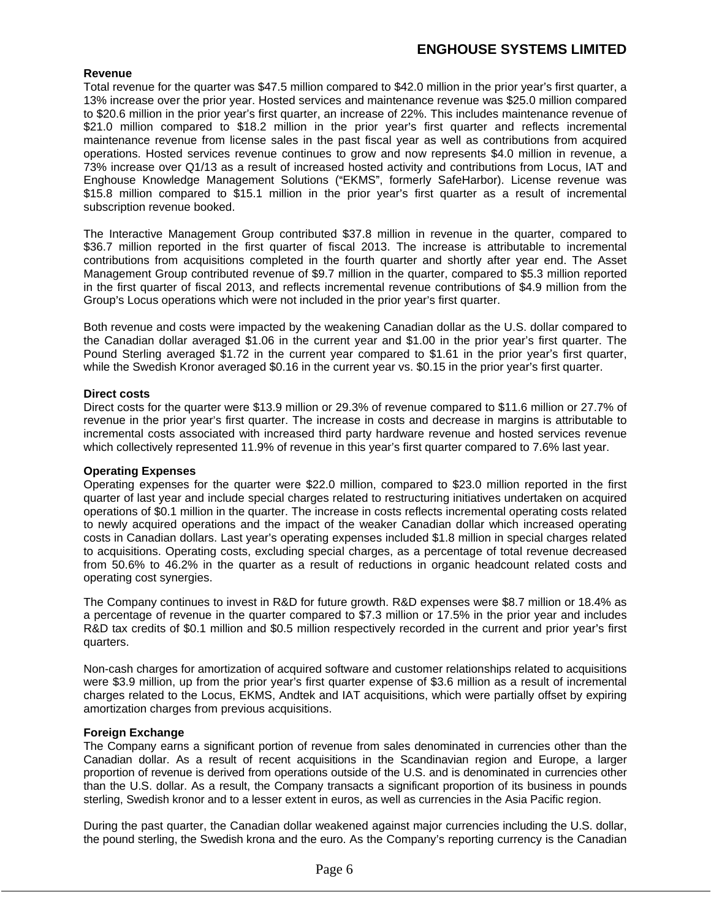**Revenue**

Total revenue for the quarter was $47.5 million compared to $42.0 million in the prior year's first quarter, a 13% increase over the prior year. Hosted services and maintenance revenue was $25.0 million compared to $20.6 million in the prior year's first quarter, an increase of 22%. This includes maintenance revenue of $21.0 million compared to $18.2 million in the prior year's first quarter and reflects incremental maintenance revenue from license sales in the past fiscal year as well as contributions from acquired operations. Hosted services revenue continues to grow and now represents $4.0 million in revenue, a 73% increase over Q1/13 as a result of increased hosted activity and contributions from Locus, IAT and Enghouse Knowledge Management Solutions ("EKMS", formerly SafeHarbor). License revenue was $15.8 million compared to $15.1 million in the prior year's first quarter as a result of incremental subscription revenue booked.

The Interactive Management Group contributed $37.8 million in revenue in the quarter, compared to $36.7 million reported in the first quarter of fiscal 2013. The increase is attributable to incremental contributions from acquisitions completed in the fourth quarter and shortly after year end. The Asset Management Group contributed revenue of $9.7 million in the quarter, compared to $5.3 million reported in the first quarter of fiscal 2013, and reflects incremental revenue contributions of $4.9 million from the Group's Locus operations which were not included in the prior year's first quarter.

Both revenue and costs were impacted by the weakening Canadian dollar as the U.S. dollar compared to the Canadian dollar averaged $1.06 in the current year and $1.00 in the prior year's first quarter. The Pound Sterling averaged $1.72 in the current year compared to $1.61 in the prior year's first quarter, while the Swedish Kronor averaged $0.16 in the current year vs. $0.15 in the prior year's first quarter.

**Direct costs**

Direct costs for the quarter were $13.9 million or 29.3% of revenue compared to $11.6 million or 27.7% of revenue in the prior year's first quarter. The increase in costs and decrease in margins is attributable to incremental costs associated with increased third party hardware revenue and hosted services revenue which collectively represented 11.9% of revenue in this year's first quarter compared to 7.6% last year.

**Operating Expenses**

Operating expenses for the quarter were $22.0 million, compared to $23.0 million reported in the first quarter of last year and include special charges related to restructuring initiatives undertaken on acquired operations of $0.1 million in the quarter. The increase in costs reflects incremental operating costs related to newly acquired operations and the impact of the weaker Canadian dollar which increased operating costs in Canadian dollars. Last year's operating expenses included $1.8 million in special charges related to acquisitions. Operating costs, excluding special charges, as a percentage of total revenue decreased from 50.6% to 46.2% in the quarter as a result of reductions in organic headcount related costs and operating cost synergies.

The Company continues to invest in R&D for future growth. R&D expenses were $8.7 million or 18.4% as a percentage of revenue in the quarter compared to $7.3 million or 17.5% in the prior year and includes R&D tax credits of $0.1 million and $0.5 million respectively recorded in the current and prior year's first quarters.

Non-cash charges for amortization of acquired software and customer relationships related to acquisitions were $3.9 million, up from the prior year's first quarter expense of $3.6 million as a result of incremental charges related to the Locus, EKMS, Andtek and IAT acquisitions, which were partially offset by expiring amortization charges from previous acquisitions.

**Foreign Exchange**

The Company earns a significant portion of revenue from sales denominated in currencies other than the Canadian dollar. As a result of recent acquisitions in the Scandinavian region and Europe, a larger proportion of revenue is derived from operations outside of the U.S. and is denominated in currencies other than the U.S. dollar. As a result, the Company transacts a significant proportion of its business in pounds sterling, Swedish kronor and to a lesser extent in euros, as well as currencies in the Asia Pacific region.

During the past quarter, the Canadian dollar weakened against major currencies including the U.S. dollar, the pound sterling, the Swedish krona and the euro. As the Company's reporting currency is the Canadian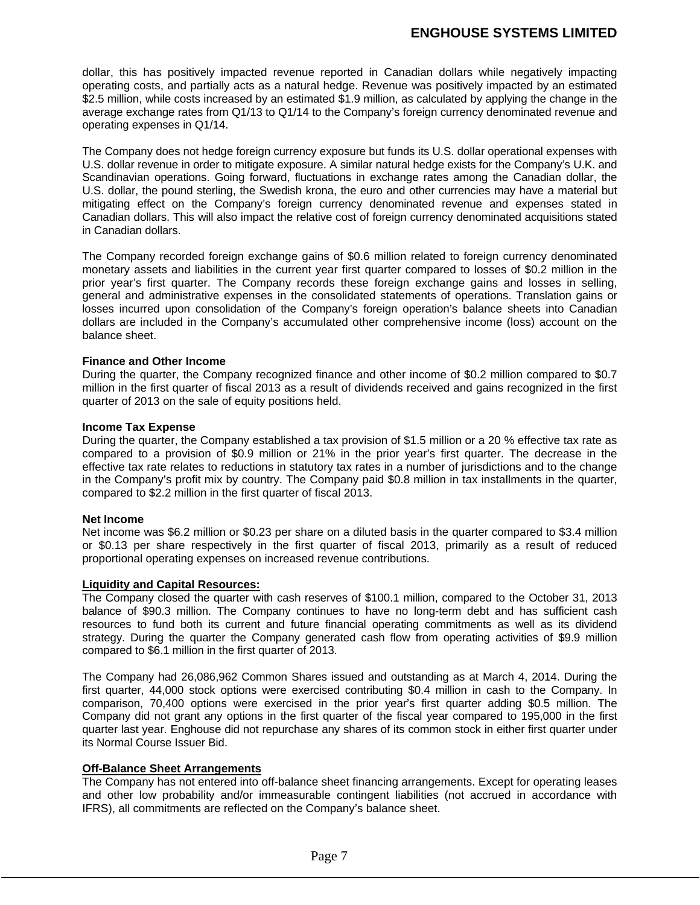dollar, this has positively impacted revenue reported in Canadian dollars while negatively impacting operating costs, and partially acts as a natural hedge. Revenue was positively impacted by an estimated $2.5 million, while costs increased by an estimated $1.9 million, as calculated by applying the change in the average exchange rates from Q1/13 to Q1/14 to the Company's foreign currency denominated revenue and operating expenses in Q1/14.

The Company does not hedge foreign currency exposure but funds its U.S. dollar operational expenses with U.S. dollar revenue in order to mitigate exposure. A similar natural hedge exists for the Company's U.K. and Scandinavian operations. Going forward, fluctuations in exchange rates among the Canadian dollar, the U.S. dollar, the pound sterling, the Swedish krona, the euro and other currencies may have a material but mitigating effect on the Company's foreign currency denominated revenue and expenses stated in Canadian dollars. This will also impact the relative cost of foreign currency denominated acquisitions stated in Canadian dollars.

The Company recorded foreign exchange gains of $0.6 million related to foreign currency denominated monetary assets and liabilities in the current year first quarter compared to losses of $0.2 million in the prior year's first quarter. The Company records these foreign exchange gains and losses in selling, general and administrative expenses in the consolidated statements of operations. Translation gains or losses incurred upon consolidation of the Company's foreign operation's balance sheets into Canadian dollars are included in the Company's accumulated other comprehensive income (loss) account on the balance sheet.

**Finance and Other Income**

During the quarter, the Company recognized finance and other income of $0.2 million compared to $0.7 million in the first quarter of fiscal 2013 as a result of dividends received and gains recognized in the first quarter of 2013 on the sale of equity positions held.

**Income Tax Expense**

During the quarter, the Company established a tax provision of $1.5 million or a 20 % effective tax rate as compared to a provision of $0.9 million or 21% in the prior year's first quarter. The decrease in the effective tax rate relates to reductions in statutory tax rates in a number of jurisdictions and to the change in the Company's profit mix by country. The Company paid $0.8 million in tax installments in the quarter, compared to $2.2 million in the first quarter of fiscal 2013.

**Net Income**

Net income was $6.2 million or $0.23 per share on a diluted basis in the quarter compared to $3.4 million or $0.13 per share respectively in the first quarter of fiscal 2013, primarily as a result of reduced proportional operating expenses on increased revenue contributions.

**Liquidity and Capital Resources:**

The Company closed the quarter with cash reserves of $100.1 million, compared to the October 31, 2013 balance of $90.3 million. The Company continues to have no long-term debt and has sufficient cash resources to fund both its current and future financial operating commitments as well as its dividend strategy. During the quarter the Company generated cash flow from operating activities of $9.9 million compared to $6.1 million in the first quarter of 2013.

The Company had 26,086,962 Common Shares issued and outstanding as at March 4, 2014. During the first quarter, 44,000 stock options were exercised contributing $0.4 million in cash to the Company. In comparison, 70,400 options were exercised in the prior year's first quarter adding $0.5 million. The Company did not grant any options in the first quarter of the fiscal year compared to 195,000 in the first quarter last year. Enghouse did not repurchase any shares of its common stock in either first quarter under its Normal Course Issuer Bid.

**Off-Balance Sheet Arrangements**

The Company has not entered into off-balance sheet financing arrangements. Except for operating leases and other low probability and/or immeasurable contingent liabilities (not accrued in accordance with IFRS), all commitments are reflected on the Company's balance sheet.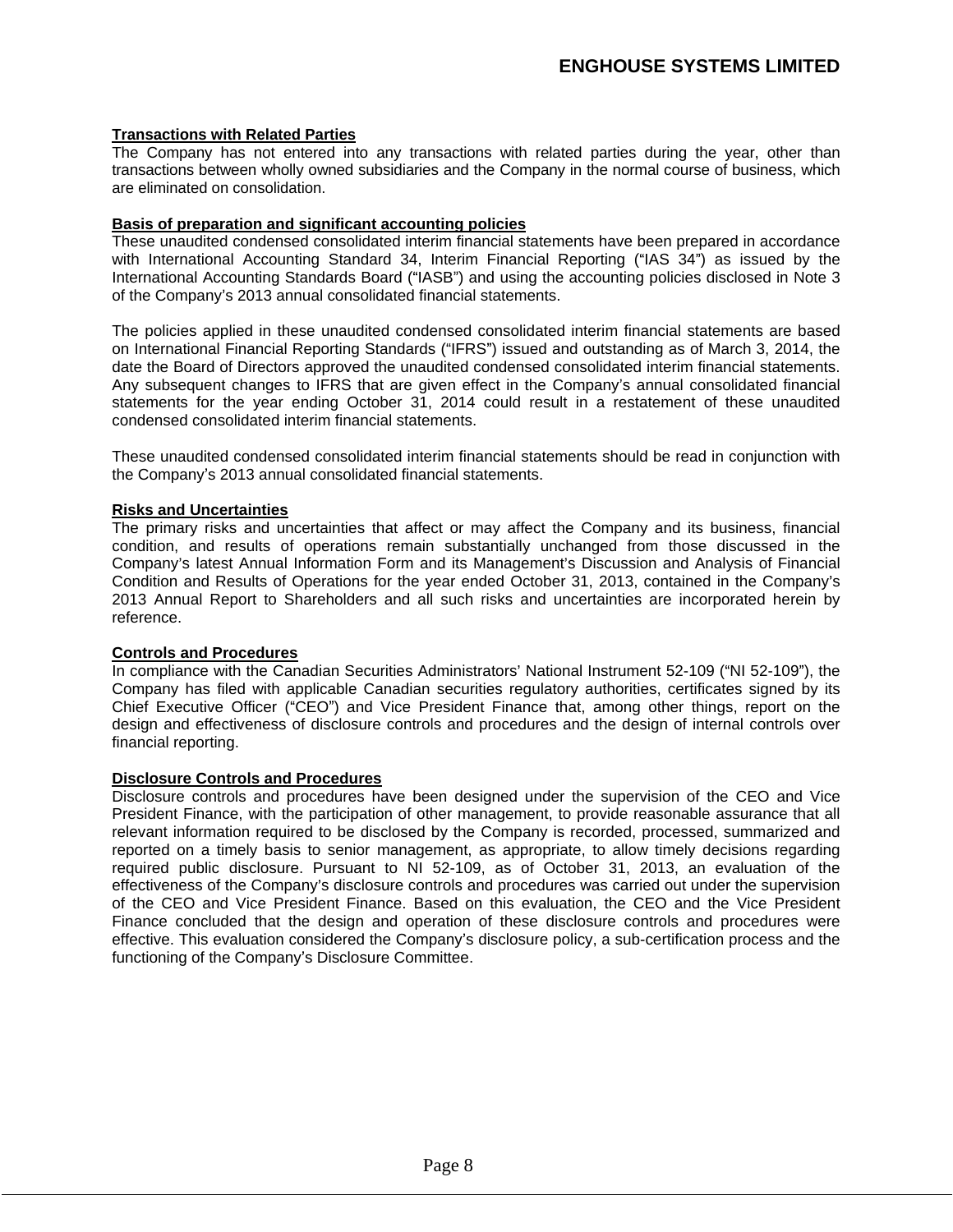**Transactions with Related Parties**

The Company has not entered into any transactions with related parties during the year, other than transactions between wholly owned subsidiaries and the Company in the normal course of business, which are eliminated on consolidation.

**Basis of preparation and significant accounting policies**

These unaudited condensed consolidated interim financial statements have been prepared in accordance with International Accounting Standard 34, Interim Financial Reporting ("IAS 34") as issued by the International Accounting Standards Board ("IASB") and using the accounting policies disclosed in Note 3 of the Company's 2013 annual consolidated financial statements.

The policies applied in these unaudited condensed consolidated interim financial statements are based on International Financial Reporting Standards ("IFRS") issued and outstanding as of March 3, 2014, the date the Board of Directors approved the unaudited condensed consolidated interim financial statements. Any subsequent changes to IFRS that are given effect in the Company's annual consolidated financial statements for the year ending October 31, 2014 could result in a restatement of these unaudited condensed consolidated interim financial statements.

These unaudited condensed consolidated interim financial statements should be read in conjunction with the Company's 2013 annual consolidated financial statements.

**Risks and Uncertainties**

The primary risks and uncertainties that affect or may affect the Company and its business, financial condition, and results of operations remain substantially unchanged from those discussed in the Company's latest Annual Information Form and its Management's Discussion and Analysis of Financial Condition and Results of Operations for the year ended October 31, 2013, contained in the Company's 2013 Annual Report to Shareholders and all such risks and uncertainties are incorporated herein by reference.

**Controls and Procedures**

In compliance with the Canadian Securities Administrators' National Instrument 52-109 ("NI 52-109"), the Company has filed with applicable Canadian securities regulatory authorities, certificates signed by its Chief Executive Officer ("CEO") and Vice President Finance that, among other things, report on the design and effectiveness of disclosure controls and procedures and the design of internal controls over financial reporting.

**Disclosure Controls and Procedures**

Disclosure controls and procedures have been designed under the supervision of the CEO and Vice President Finance, with the participation of other management, to provide reasonable assurance that all relevant information required to be disclosed by the Company is recorded, processed, summarized and reported on a timely basis to senior management, as appropriate, to allow timely decisions regarding required public disclosure. Pursuant to NI 52-109, as of October 31, 2013, an evaluation of the effectiveness of the Company's disclosure controls and procedures was carried out under the supervision of the CEO and Vice President Finance. Based on this evaluation, the CEO and the Vice President Finance concluded that the design and operation of these disclosure controls and procedures were effective. This evaluation considered the Company's disclosure policy, a sub-certification process and the functioning of the Company's Disclosure Committee.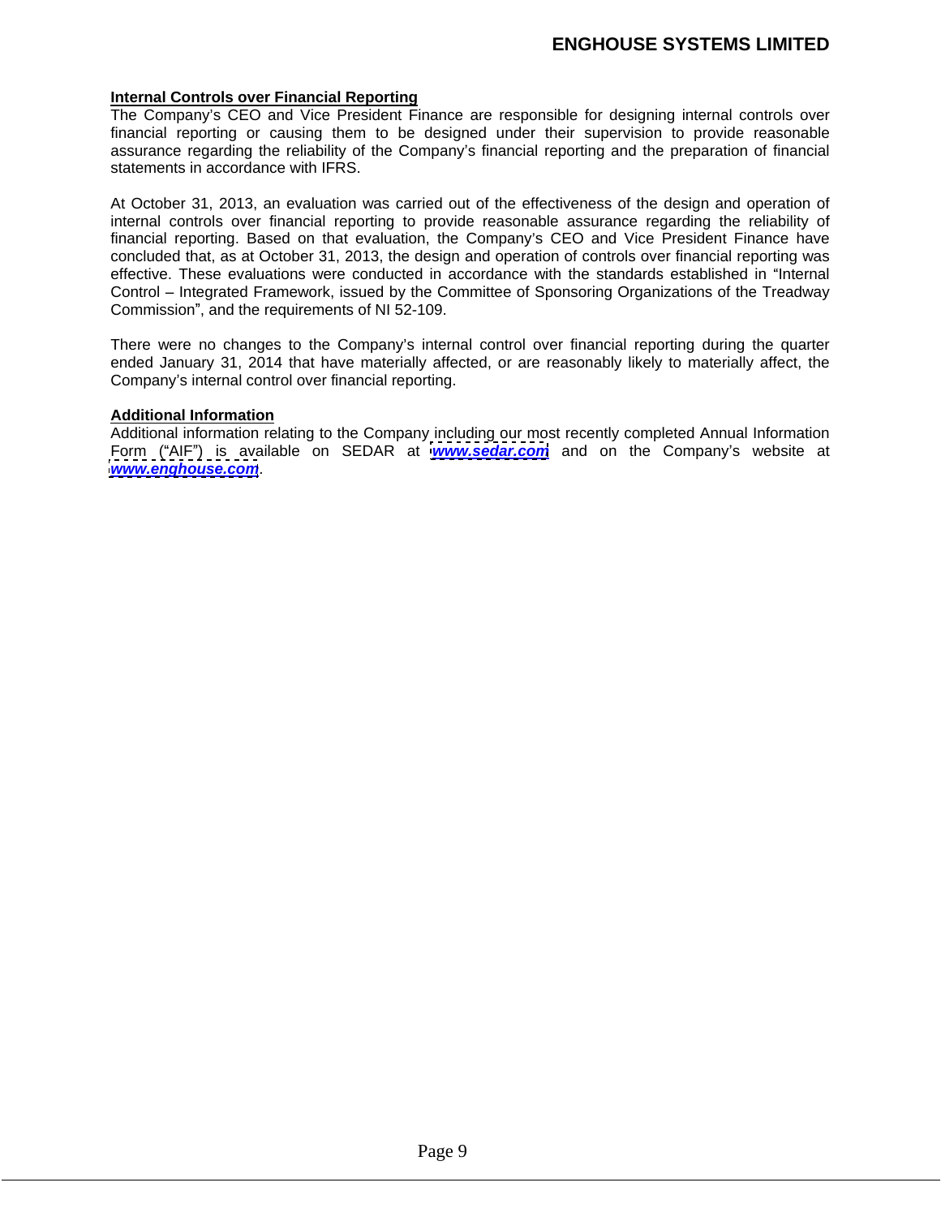**Internal Controls over Financial Reporting**

The Company's CEO and Vice President Finance are responsible for designing internal controls over financial reporting or causing them to be designed under their supervision to provide reasonable assurance regarding the reliability of the Company's financial reporting and the preparation of financial statements in accordance with IFRS.

At October 31, 2013, an evaluation was carried out of the effectiveness of the design and operation of internal controls over financial reporting to provide reasonable assurance regarding the reliability of financial reporting. Based on that evaluation, the Company's CEO and Vice President Finance have concluded that, as at October 31, 2013, the design and operation of controls over financial reporting was effective. These evaluations were conducted in accordance with the standards established in "Internal Control – Integrated Framework, issued by the Committee of Sponsoring Organizations of the Treadway Commission", and the requirements of NI 52-109.

There were no changes to the Company's internal control over financial reporting during the quarter ended January 31, 2014 that have materially affected, or are reasonably likely to materially affect, the Company's internal control over financial reporting.

**Additional Information**

Additional information relating to the Company including our most recently completed Annual Information Form ("AIF") is available on SEDAR at ***www.sedar.com*** and on the Company's website at ***www.enghouse.com***.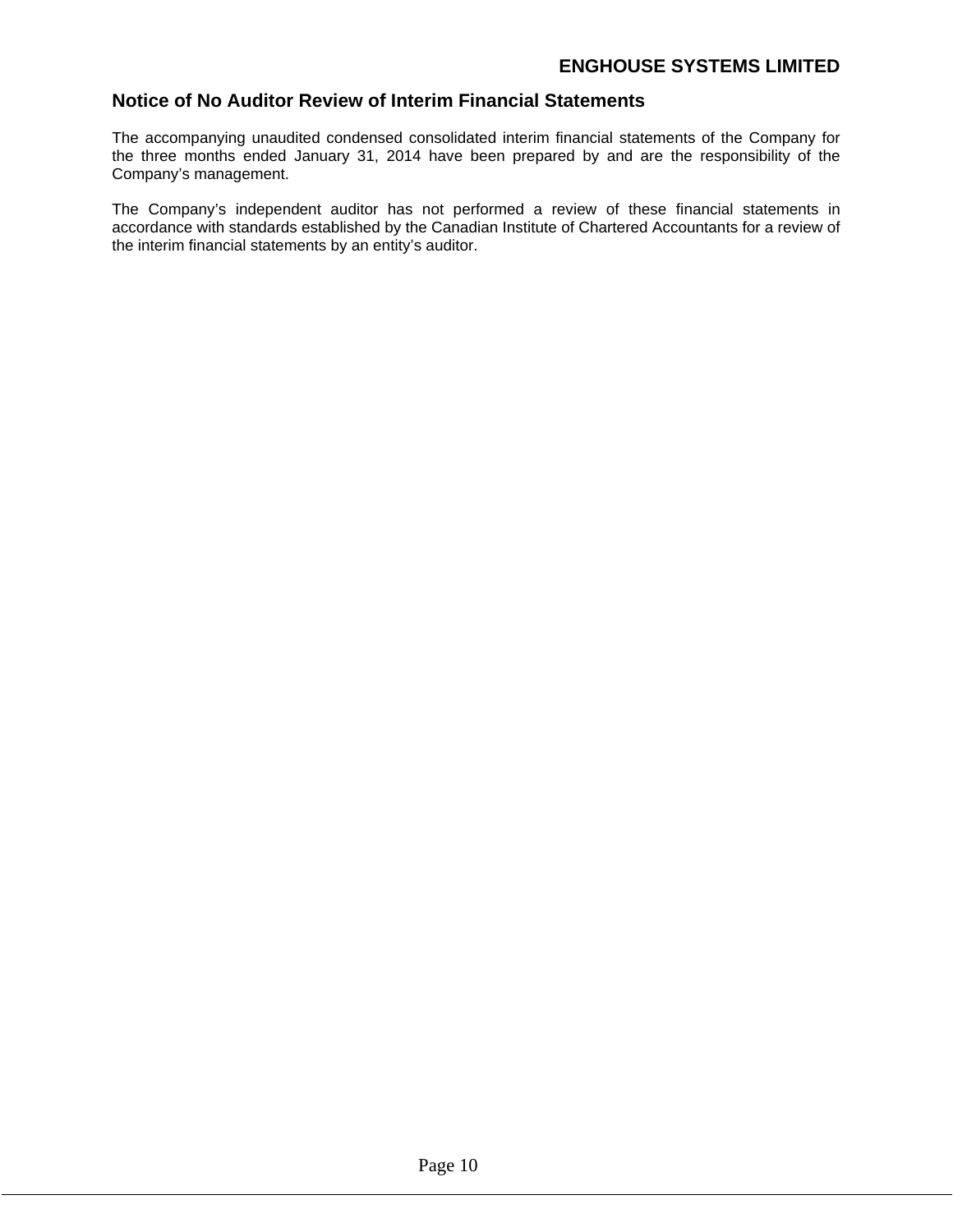## Notice of No Auditor Review of Interim Financial Statements

The accompanying unaudited condensed consolidated interim financial statements of the Company for the three months ended January 31, 2014 have been prepared by and are the responsibility of the Company's management.

The Company's independent auditor has not performed a review of these financial statements in accordance with standards established by the Canadian Institute of Chartered Accountants for a review of the interim financial statements by an entity's auditor.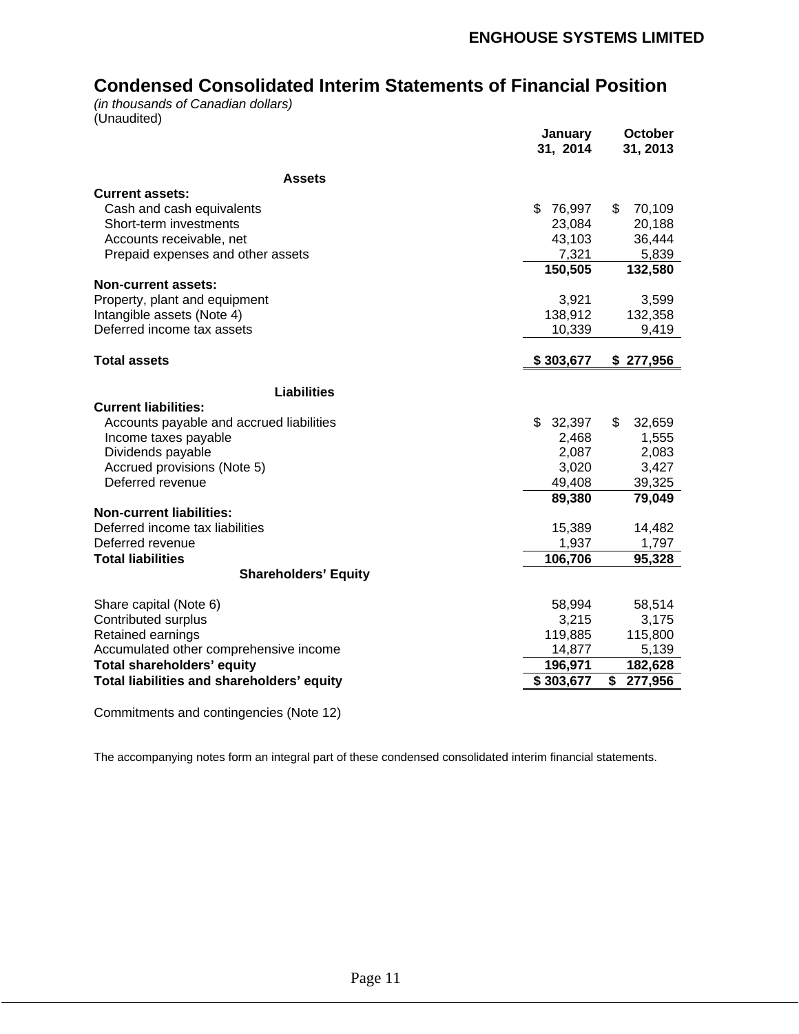**ENGHOUSE SYSTEMS LIMITED**

# Condensed Consolidated Interim Statements of Financial Position

*(in thousands of Canadian dollars)*
(Unaudited)

| | January 31, 2014 | October 31, 2013 |
|---|---|---|
| **Assets** | | |
| **Current assets:** | | |
| Cash and cash equivalents | $ 76,997 | $ 70,109 |
| Short-term investments | 23,084 | 20,188 |
| Accounts receivable, net | 43,103 | 36,444 |
| Prepaid expenses and other assets | 7,321 | 5,839 |
| | **150,505** | **132,580** |
| **Non-current assets:** | | |
| Property, plant and equipment | 3,921 | 3,599 |
| Intangible assets (Note 4) | 138,912 | 132,358 |
| Deferred income tax assets | 10,339 | 9,419 |
| **Total assets** | **$ 303,677** | **$ 277,956** |
| **Liabilities** | | |
| **Current liabilities:** | | |
| Accounts payable and accrued liabilities | $ 32,397 | $ 32,659 |
| Income taxes payable | 2,468 | 1,555 |
| Dividends payable | 2,087 | 2,083 |
| Accrued provisions (Note 5) | 3,020 | 3,427 |
| Deferred revenue | 49,408 | 39,325 |
| | **89,380** | **79,049** |
| **Non-current liabilities:** | | |
| Deferred income tax liabilities | 15,389 | 14,482 |
| Deferred revenue | 1,937 | 1,797 |
| **Total liabilities** | **106,706** | **95,328** |
| **Shareholders' Equity** | | |
| Share capital (Note 6) | 58,994 | 58,514 |
| Contributed surplus | 3,215 | 3,175 |
| Retained earnings | 119,885 | 115,800 |
| Accumulated other comprehensive income | 14,877 | 5,139 |
| **Total shareholders' equity** | **196,971** | **182,628** |
| **Total liabilities and shareholders' equity** | **$ 303,677** | **$ 277,956** |

Commitments and contingencies (Note 12)

The accompanying notes form an integral part of these condensed consolidated interim financial statements.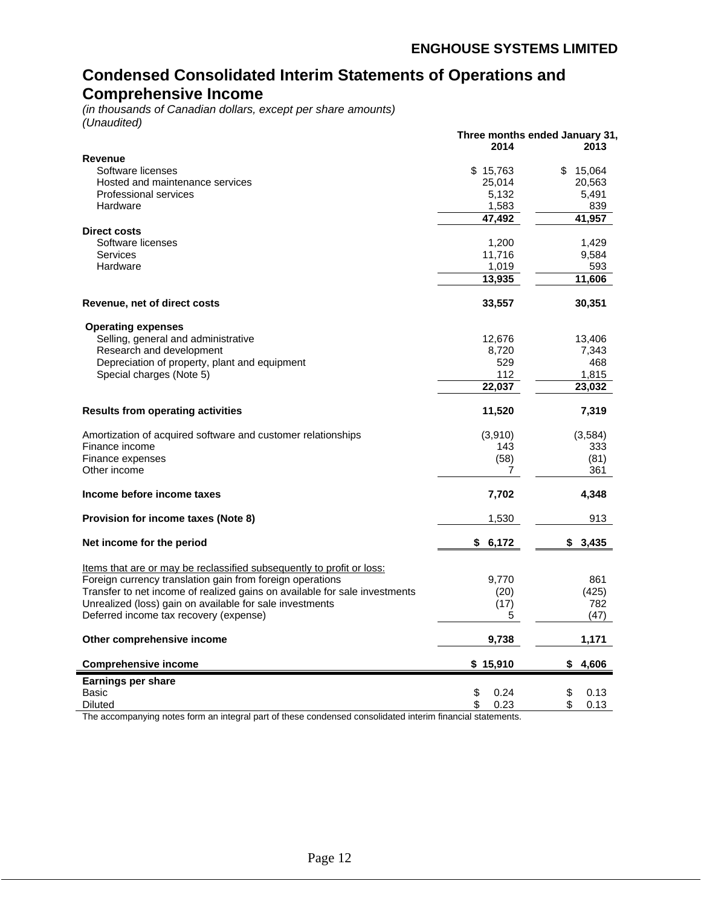**ENGHOUSE SYSTEMS LIMITED**

# Condensed Consolidated Interim Statements of Operations and Comprehensive Income

*(in thousands of Canadian dollars, except per share amounts)*
*(Unaudited)*

| | Three months ended January 31, 2014 | 2013 |
|---|---|---|
| **Revenue** | | |
| Software licenses | $ 15,763 | $ 15,064 |
| Hosted and maintenance services | 25,014 | 20,563 |
| Professional services | 5,132 | 5,491 |
| Hardware | 1,583 | 839 |
| | **47,492** | **41,957** |
| **Direct costs** | | |
| Software licenses | 1,200 | 1,429 |
| Services | 11,716 | 9,584 |
| Hardware | 1,019 | 593 |
| | **13,935** | **11,606** |
| **Revenue, net of direct costs** | **33,557** | **30,351** |
| **Operating expenses** | | |
| Selling, general and administrative | 12,676 | 13,406 |
| Research and development | 8,720 | 7,343 |
| Depreciation of property, plant and equipment | 529 | 468 |
| Special charges (Note 5) | 112 | 1,815 |
| | **22,037** | **23,032** |
| **Results from operating activities** | **11,520** | **7,319** |
| Amortization of acquired software and customer relationships | (3,910) | (3,584) |
| Finance income | 143 | 333 |
| Finance expenses | (58) | (81) |
| Other income | 7 | 361 |
| **Income before income taxes** | **7,702** | **4,348** |
| **Provision for income taxes (Note 8)** | 1,530 | 913 |
| **Net income for the period** | **$ 6,172** | **$ 3,435** |
| Items that are or may be reclassified subsequently to profit or loss: | | |
| Foreign currency translation gain from foreign operations | 9,770 | 861 |
| Transfer to net income of realized gains on available for sale investments | (20) | (425) |
| Unrealized (loss) gain on available for sale investments | (17) | 782 |
| Deferred income tax recovery (expense) | 5 | (47) |
| **Other comprehensive income** | **9,738** | **1,171** |
| **Comprehensive income** | **$ 15,910** | **$ 4,606** |
| **Earnings per share** | | |
| Basic | $ 0.24 | $ 0.13 |
| Diluted | $ 0.23 | $ 0.13 |

The accompanying notes form an integral part of these condensed consolidated interim financial statements.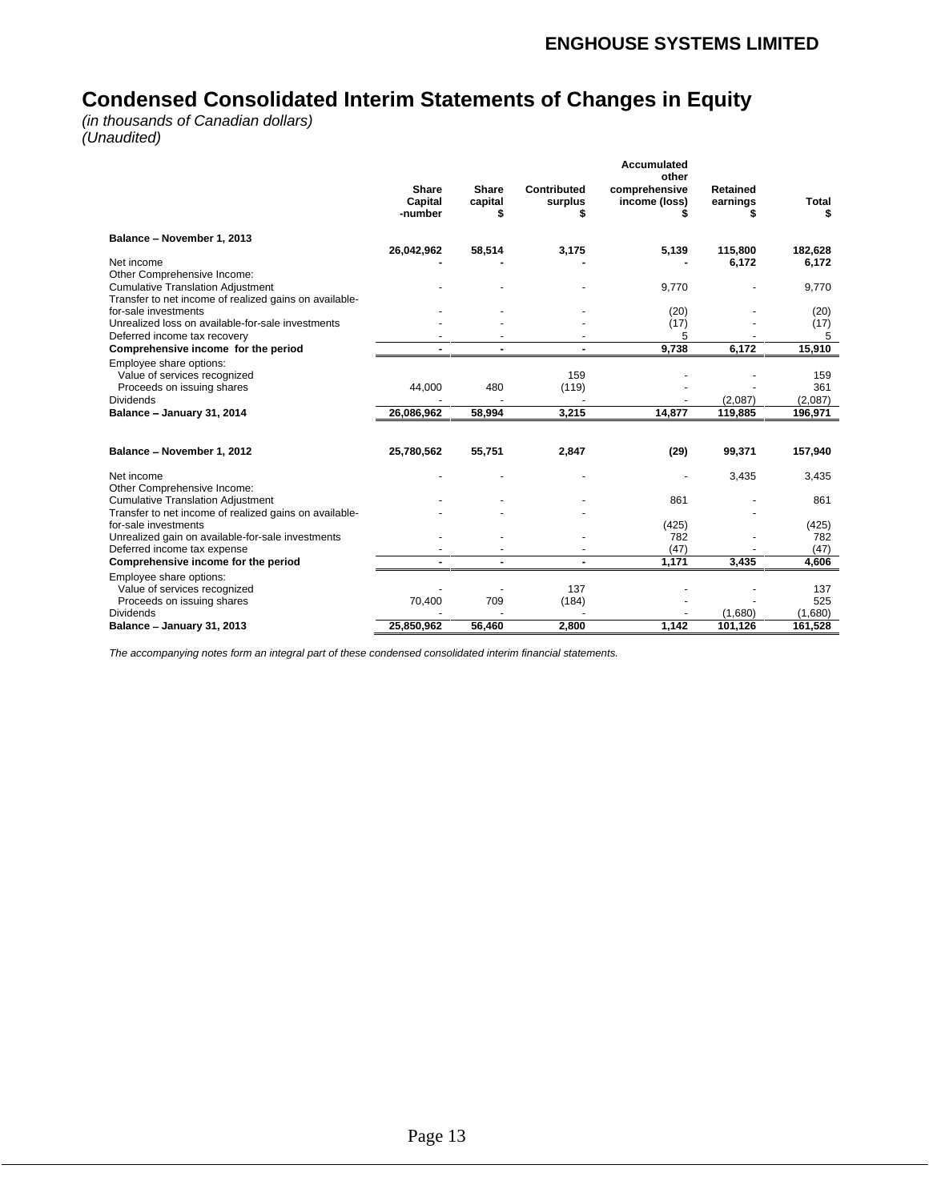# Condensed Consolidated Interim Statements of Changes in Equity

*(in thousands of Canadian dollars)*
*(Unaudited)*

| | Share Capital -number | Share capital $ | Contributed surplus $ | Accumulated other comprehensive income (loss) $ | Retained earnings $ | Total $ |
|---|---|---|---|---|---|---|
| **Balance – November 1, 2013** | **26,042,962** | **58,514** | **3,175** | **5,139** | **115,800** | **182,628** |
| Net income | **-** | **-** | **-** | **-** | **6,172** | **6,172** |
| Other Comprehensive Income: | | | | | | |
| Cumulative Translation Adjustment | - | - | - | 9,770 | - | 9,770 |
| Transfer to net income of realized gains on available-for-sale investments | - | - | - | (20) | - | (20) |
| Unrealized loss on available-for-sale investments | - | - | - | (17) | - | (17) |
| Deferred income tax recovery | - | - | - | 5 | - | 5 |
| **Comprehensive income for the period** | **-** | **-** | **-** | **9,738** | **6,172** | **15,910** |
| Employee share options: | | | | | | |
| Value of services recognized | | | 159 | - | - | 159 |
| Proceeds on issuing shares | 44,000 | 480 | (119) | - | - | 361 |
| Dividends | - | - | - | - | (2,087) | (2,087) |
| **Balance – January 31, 2014** | **26,086,962** | **58,994** | **3,215** | **14,877** | **119,885** | **196,971** |
| | | | | | | |
| **Balance – November 1, 2012** | **25,780,562** | **55,751** | **2,847** | **(29)** | **99,371** | **157,940** |
| Net income | - | - | - | - | 3,435 | 3,435 |
| Other Comprehensive Income: | | | | | | |
| Cumulative Translation Adjustment | - | - | - | 861 | - | 861 |
| Transfer to net income of realized gains on available-for-sale investments | - | - | - | (425) | - | (425) |
| Unrealized gain on available-for-sale investments | - | - | - | 782 | - | 782 |
| Deferred income tax expense | - | - | - | (47) | - | (47) |
| **Comprehensive income for the period** | **-** | **-** | **-** | **1,171** | **3,435** | **4,606** |
| Employee share options: | | | | | | |
| Value of services recognized | - | - | 137 | - | - | 137 |
| Proceeds on issuing shares | 70,400 | 709 | (184) | - | - | 525 |
| Dividends | - | - | - | - | (1,680) | (1,680) |
| **Balance – January 31, 2013** | **25,850,962** | **56,460** | **2,800** | **1,142** | **101,126** | **161,528** |

*The accompanying notes form an integral part of these condensed consolidated interim financial statements.*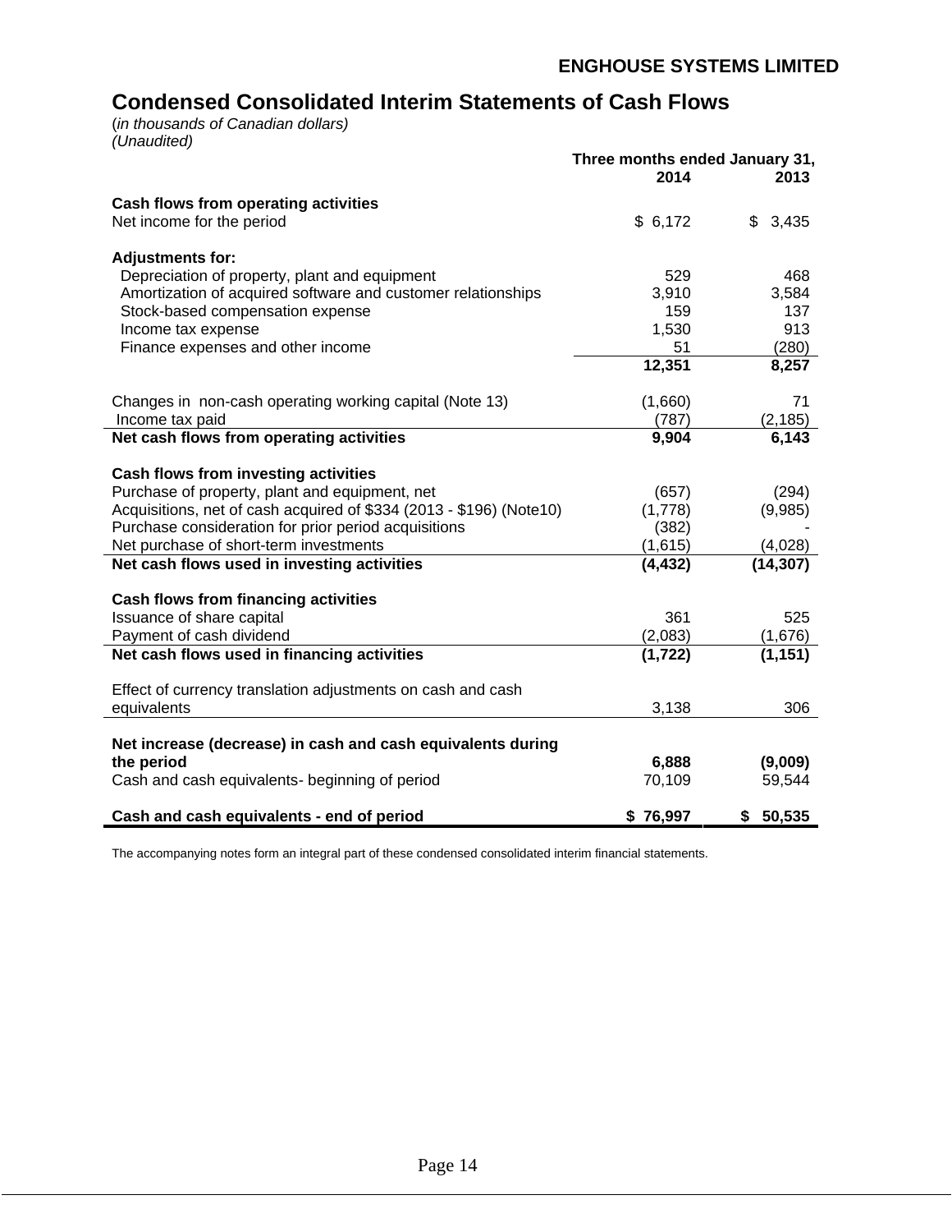## ENGHOUSE SYSTEMS LIMITED

# Condensed Consolidated Interim Statements of Cash Flows

(*in thousands of Canadian dollars)*
*(Unaudited)*

| | Three months ended January 31, 2014 | 2013 |
|---|---|---|
| **Cash flows from operating activities** | | |
| Net income for the period | $ 6,172 | $ 3,435 |
| **Adjustments for:** | | |
| Depreciation of property, plant and equipment | 529 | 468 |
| Amortization of acquired software and customer relationships | 3,910 | 3,584 |
| Stock-based compensation expense | 159 | 137 |
| Income tax expense | 1,530 | 913 |
| Finance expenses and other income | 51 | (280) |
| | **12,351** | **8,257** |
| Changes in non-cash operating working capital (Note 13) | (1,660) | 71 |
| Income tax paid | (787) | (2,185) |
| **Net cash flows from operating activities** | **9,904** | **6,143** |
| **Cash flows from investing activities** | | |
| Purchase of property, plant and equipment, net | (657) | (294) |
| Acquisitions, net of cash acquired of $334 (2013 - $196) (Note10) | (1,778) | (9,985) |
| Purchase consideration for prior period acquisitions | (382) | - |
| Net purchase of short-term investments | (1,615) | (4,028) |
| **Net cash flows used in investing activities** | **(4,432)** | **(14,307)** |
| **Cash flows from financing activities** | | |
| Issuance of share capital | 361 | 525 |
| Payment of cash dividend | (2,083) | (1,676) |
| **Net cash flows used in financing activities** | **(1,722)** | **(1,151)** |
| Effect of currency translation adjustments on cash and cash equivalents | 3,138 | 306 |
| **Net increase (decrease) in cash and cash equivalents during the period** | **6,888** | **(9,009)** |
| Cash and cash equivalents- beginning of period | 70,109 | 59,544 |
| **Cash and cash equivalents - end of period** | **$ 76,997** | **$ 50,535** |

The accompanying notes form an integral part of these condensed consolidated interim financial statements.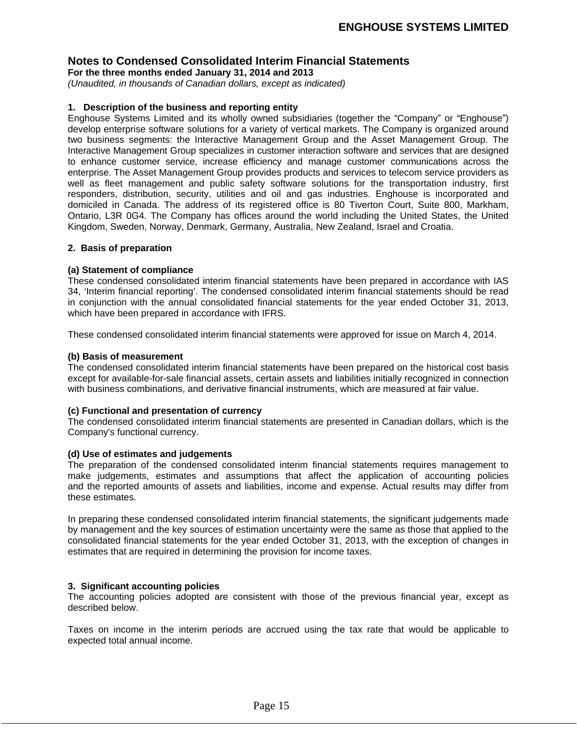## Notes to Condensed Consolidated Interim Financial Statements

**For the three months ended January 31, 2014 and 2013**

*(Unaudited, in thousands of Canadian dollars, except as indicated)*

### 1. Description of the business and reporting entity

Enghouse Systems Limited and its wholly owned subsidiaries (together the "Company" or "Enghouse") develop enterprise software solutions for a variety of vertical markets. The Company is organized around two business segments: the Interactive Management Group and the Asset Management Group. The Interactive Management Group specializes in customer interaction software and services that are designed to enhance customer service, increase efficiency and manage customer communications across the enterprise. The Asset Management Group provides products and services to telecom service providers as well as fleet management and public safety software solutions for the transportation industry, first responders, distribution, security, utilities and oil and gas industries. Enghouse is incorporated and domiciled in Canada. The address of its registered office is 80 Tiverton Court, Suite 800, Markham, Ontario, L3R 0G4. The Company has offices around the world including the United States, the United Kingdom, Sweden, Norway, Denmark, Germany, Australia, New Zealand, Israel and Croatia.

### 2. Basis of preparation

**(a) Statement of compliance**

These condensed consolidated interim financial statements have been prepared in accordance with IAS 34, 'Interim financial reporting'. The condensed consolidated interim financial statements should be read in conjunction with the annual consolidated financial statements for the year ended October 31, 2013, which have been prepared in accordance with IFRS.

These condensed consolidated interim financial statements were approved for issue on March 4, 2014.

**(b) Basis of measurement**

The condensed consolidated interim financial statements have been prepared on the historical cost basis except for available-for-sale financial assets, certain assets and liabilities initially recognized in connection with business combinations, and derivative financial instruments, which are measured at fair value.

**(c) Functional and presentation of currency**

The condensed consolidated interim financial statements are presented in Canadian dollars, which is the Company's functional currency.

**(d) Use of estimates and judgements**

The preparation of the condensed consolidated interim financial statements requires management to make judgements, estimates and assumptions that affect the application of accounting policies and the reported amounts of assets and liabilities, income and expense. Actual results may differ from these estimates.

In preparing these condensed consolidated interim financial statements, the significant judgements made by management and the key sources of estimation uncertainty were the same as those that applied to the consolidated financial statements for the year ended October 31, 2013, with the exception of changes in estimates that are required in determining the provision for income taxes.

### 3. Significant accounting policies

The accounting policies adopted are consistent with those of the previous financial year, except as described below.

Taxes on income in the interim periods are accrued using the tax rate that would be applicable to expected total annual income.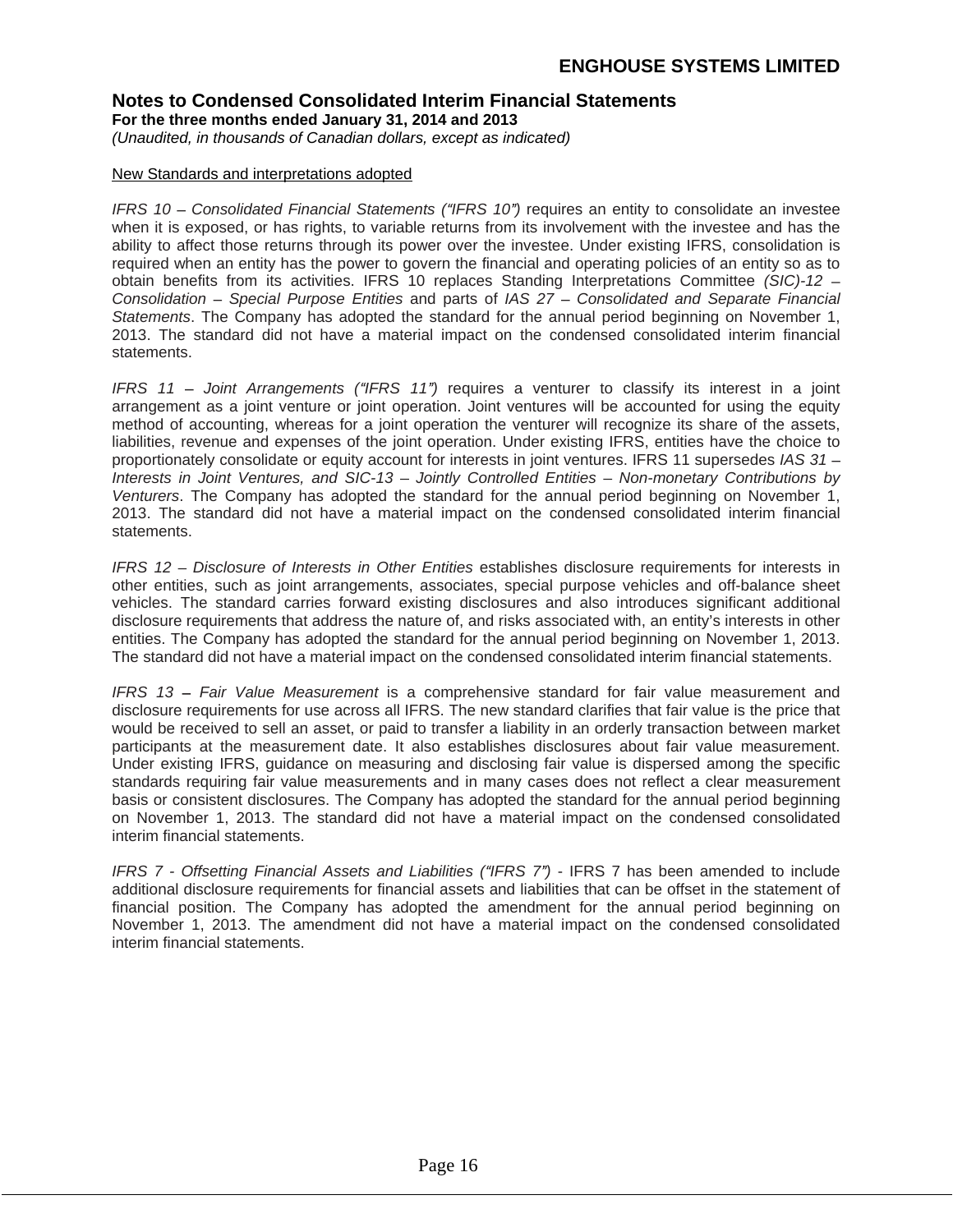New Standards and interpretations adopted

*IFRS 10 – Consolidated Financial Statements ("IFRS 10")* requires an entity to consolidate an investee when it is exposed, or has rights, to variable returns from its involvement with the investee and has the ability to affect those returns through its power over the investee. Under existing IFRS, consolidation is required when an entity has the power to govern the financial and operating policies of an entity so as to obtain benefits from its activities. IFRS 10 replaces Standing Interpretations Committee *(SIC)-12 – Consolidation – Special Purpose Entities* and parts of *IAS 27 – Consolidated and Separate Financial Statements*. The Company has adopted the standard for the annual period beginning on November 1, 2013. The standard did not have a material impact on the condensed consolidated interim financial statements.

*IFRS 11 – Joint Arrangements ("IFRS 11")* requires a venturer to classify its interest in a joint arrangement as a joint venture or joint operation. Joint ventures will be accounted for using the equity method of accounting, whereas for a joint operation the venturer will recognize its share of the assets, liabilities, revenue and expenses of the joint operation. Under existing IFRS, entities have the choice to proportionately consolidate or equity account for interests in joint ventures. IFRS 11 supersedes *IAS 31 – Interests in Joint Ventures, and SIC-13 – Jointly Controlled Entities – Non-monetary Contributions by Venturers*. The Company has adopted the standard for the annual period beginning on November 1, 2013. The standard did not have a material impact on the condensed consolidated interim financial statements.

*IFRS 12 – Disclosure of Interests in Other Entities* establishes disclosure requirements for interests in other entities, such as joint arrangements, associates, special purpose vehicles and off-balance sheet vehicles. The standard carries forward existing disclosures and also introduces significant additional disclosure requirements that address the nature of, and risks associated with, an entity's interests in other entities. The Company has adopted the standard for the annual period beginning on November 1, 2013. The standard did not have a material impact on the condensed consolidated interim financial statements.

*IFRS 13 – Fair Value Measurement* is a comprehensive standard for fair value measurement and disclosure requirements for use across all IFRS. The new standard clarifies that fair value is the price that would be received to sell an asset, or paid to transfer a liability in an orderly transaction between market participants at the measurement date. It also establishes disclosures about fair value measurement. Under existing IFRS, guidance on measuring and disclosing fair value is dispersed among the specific standards requiring fair value measurements and in many cases does not reflect a clear measurement basis or consistent disclosures. The Company has adopted the standard for the annual period beginning on November 1, 2013. The standard did not have a material impact on the condensed consolidated interim financial statements.

*IFRS 7 - Offsetting Financial Assets and Liabilities ("IFRS 7")* - IFRS 7 has been amended to include additional disclosure requirements for financial assets and liabilities that can be offset in the statement of financial position. The Company has adopted the amendment for the annual period beginning on November 1, 2013. The amendment did not have a material impact on the condensed consolidated interim financial statements.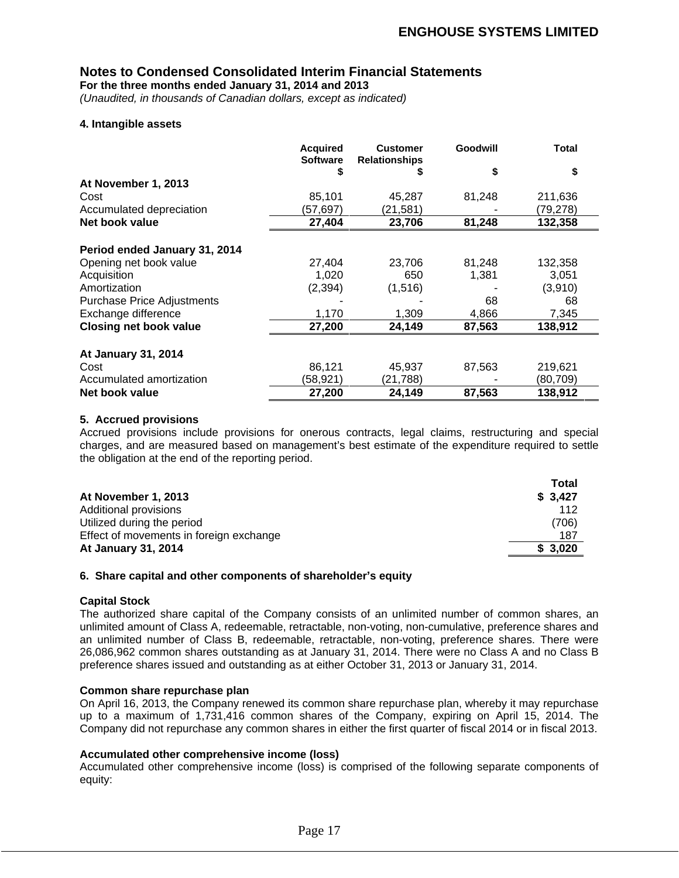## Notes to Condensed Consolidated Interim Financial Statements

**For the three months ended January 31, 2014 and 2013**

*(Unaudited, in thousands of Canadian dollars, except as indicated)*

### 4. Intangible assets

| | Acquired Software<br>$ | Customer Relationships<br>$ | Goodwill<br>$ | Total<br>$ |
|---|---|---|---|---|
| **At November 1, 2013** | | | | |
| Cost | 85,101 | 45,287 | 81,248 | 211,636 |
| Accumulated depreciation | (57,697) | (21,581) | - | (79,278) |
| **Net book value** | **27,404** | **23,706** | **81,248** | **132,358** |
| **Period ended January 31, 2014** | | | | |
| Opening net book value | 27,404 | 23,706 | 81,248 | 132,358 |
| Acquisition | 1,020 | 650 | 1,381 | 3,051 |
| Amortization | (2,394) | (1,516) | - | (3,910) |
| Purchase Price Adjustments | - | - | 68 | 68 |
| Exchange difference | 1,170 | 1,309 | 4,866 | 7,345 |
| **Closing net book value** | **27,200** | **24,149** | **87,563** | **138,912** |
| **At January 31, 2014** | | | | |
| Cost | 86,121 | 45,937 | 87,563 | 219,621 |
| Accumulated amortization | (58,921) | (21,788) | - | (80,709) |
| **Net book value** | **27,200** | **24,149** | **87,563** | **138,912** |

### 5. Accrued provisions

Accrued provisions include provisions for onerous contracts, legal claims, restructuring and special charges, and are measured based on management's best estimate of the expenditure required to settle the obligation at the end of the reporting period.

| | Total |
|---|---|
| **At November 1, 2013** | **$ 3,427** |
| Additional provisions | 112 |
| Utilized during the period | (706) |
| Effect of movements in foreign exchange | 187 |
| **At January 31, 2014** | **$ 3,020** |

### 6. Share capital and other components of shareholder's equity

**Capital Stock**

The authorized share capital of the Company consists of an unlimited number of common shares, an unlimited amount of Class A, redeemable, retractable, non-voting, non-cumulative, preference shares and an unlimited number of Class B, redeemable, retractable, non-voting, preference shares. There were 26,086,962 common shares outstanding as at January 31, 2014. There were no Class A and no Class B preference shares issued and outstanding as at either October 31, 2013 or January 31, 2014.

**Common share repurchase plan**

On April 16, 2013, the Company renewed its common share repurchase plan, whereby it may repurchase up to a maximum of 1,731,416 common shares of the Company, expiring on April 15, 2014. The Company did not repurchase any common shares in either the first quarter of fiscal 2014 or in fiscal 2013.

**Accumulated other comprehensive income (loss)**

Accumulated other comprehensive income (loss) is comprised of the following separate components of equity: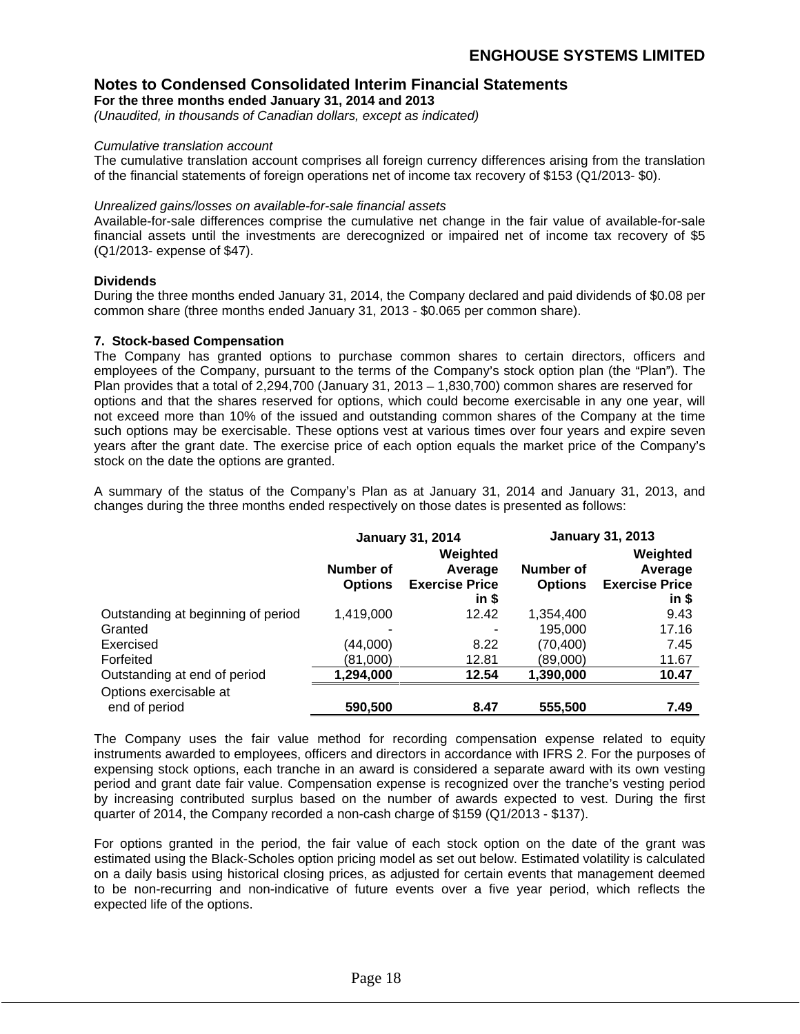*Cumulative translation account*

The cumulative translation account comprises all foreign currency differences arising from the translation of the financial statements of foreign operations net of income tax recovery of $153 (Q1/2013- $0).

*Unrealized gains/losses on available-for-sale financial assets*

Available-for-sale differences comprise the cumulative net change in the fair value of available-for-sale financial assets until the investments are derecognized or impaired net of income tax recovery of $5 (Q1/2013- expense of $47).

**Dividends**

During the three months ended January 31, 2014, the Company declared and paid dividends of $0.08 per common share (three months ended January 31, 2013 - $0.065 per common share).

**7. Stock-based Compensation**

The Company has granted options to purchase common shares to certain directors, officers and employees of the Company, pursuant to the terms of the Company's stock option plan (the "Plan"). The Plan provides that a total of 2,294,700 (January 31, 2013 – 1,830,700) common shares are reserved for options and that the shares reserved for options, which could become exercisable in any one year, will not exceed more than 10% of the issued and outstanding common shares of the Company at the time such options may be exercisable. These options vest at various times over four years and expire seven years after the grant date. The exercise price of each option equals the market price of the Company's stock on the date the options are granted.

A summary of the status of the Company's Plan as at January 31, 2014 and January 31, 2013, and changes during the three months ended respectively on those dates is presented as follows:

| | **January 31, 2014** | | **January 31, 2013** | |
|---|---|---|---|---|
| | **Number of Options** | **Weighted Average Exercise Price in $** | **Number of Options** | **Weighted Average Exercise Price in $** |
| Outstanding at beginning of period | 1,419,000 | 12.42 | 1,354,400 | 9.43 |
| Granted | - | - | 195,000 | 17.16 |
| Exercised | (44,000) | 8.22 | (70,400) | 7.45 |
| Forfeited | (81,000) | 12.81 | (89,000) | 11.67 |
| Outstanding at end of period | **1,294,000** | **12.54** | **1,390,000** | **10.47** |
| Options exercisable at end of period | **590,500** | **8.47** | **555,500** | **7.49** |

The Company uses the fair value method for recording compensation expense related to equity instruments awarded to employees, officers and directors in accordance with IFRS 2. For the purposes of expensing stock options, each tranche in an award is considered a separate award with its own vesting period and grant date fair value. Compensation expense is recognized over the tranche's vesting period by increasing contributed surplus based on the number of awards expected to vest. During the first quarter of 2014, the Company recorded a non-cash charge of $159 (Q1/2013 - $137).

For options granted in the period, the fair value of each stock option on the date of the grant was estimated using the Black-Scholes option pricing model as set out below. Estimated volatility is calculated on a daily basis using historical closing prices, as adjusted for certain events that management deemed to be non-recurring and non-indicative of future events over a five year period, which reflects the expected life of the options.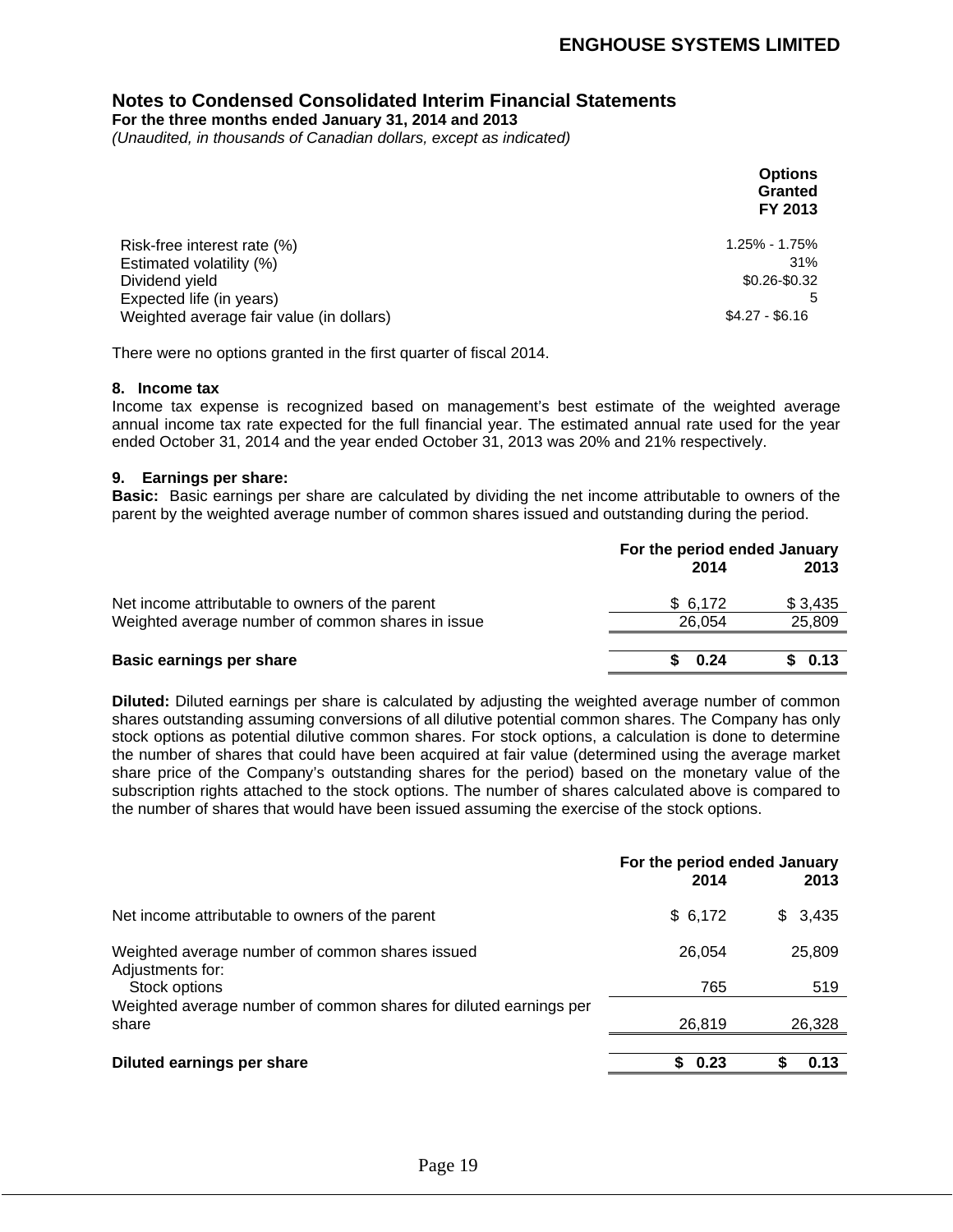| | Options Granted FY 2013 |
|---|---|
| Risk-free interest rate (%) | 1.25% - 1.75% |
| Estimated volatility (%) | 31% |
| Dividend yield | $0.26-$0.32 |
| Expected life (in years) | 5 |
| Weighted average fair value (in dollars) | $4.27 - $6.16 |

There were no options granted in the first quarter of fiscal 2014.

**8. Income tax**

Income tax expense is recognized based on management's best estimate of the weighted average annual income tax rate expected for the full financial year. The estimated annual rate used for the year ended October 31, 2014 and the year ended October 31, 2013 was 20% and 21% respectively.

**9. Earnings per share:**

**Basic:** Basic earnings per share are calculated by dividing the net income attributable to owners of the parent by the weighted average number of common shares issued and outstanding during the period.

| | For the period ended January 2014 | 2013 |
|---|---|---|
| Net income attributable to owners of the parent | $ 6,172 | $ 3,435 |
| Weighted average number of common shares in issue | 26,054 | 25,809 |
| **Basic earnings per share** | **$ 0.24** | **$ 0.13** |

**Diluted:** Diluted earnings per share is calculated by adjusting the weighted average number of common shares outstanding assuming conversions of all dilutive potential common shares. The Company has only stock options as potential dilutive common shares. For stock options, a calculation is done to determine the number of shares that could have been acquired at fair value (determined using the average market share price of the Company's outstanding shares for the period) based on the monetary value of the subscription rights attached to the stock options. The number of shares calculated above is compared to the number of shares that would have been issued assuming the exercise of the stock options.

| | For the period ended January 2014 | 2013 |
|---|---|---|
| Net income attributable to owners of the parent | $ 6,172 | $ 3,435 |
| Weighted average number of common shares issued | 26,054 | 25,809 |
| Adjustments for: | | |
| Stock options | 765 | 519 |
| Weighted average number of common shares for diluted earnings per share | 26,819 | 26,328 |
| **Diluted earnings per share** | **$ 0.23** | **$ 0.13** |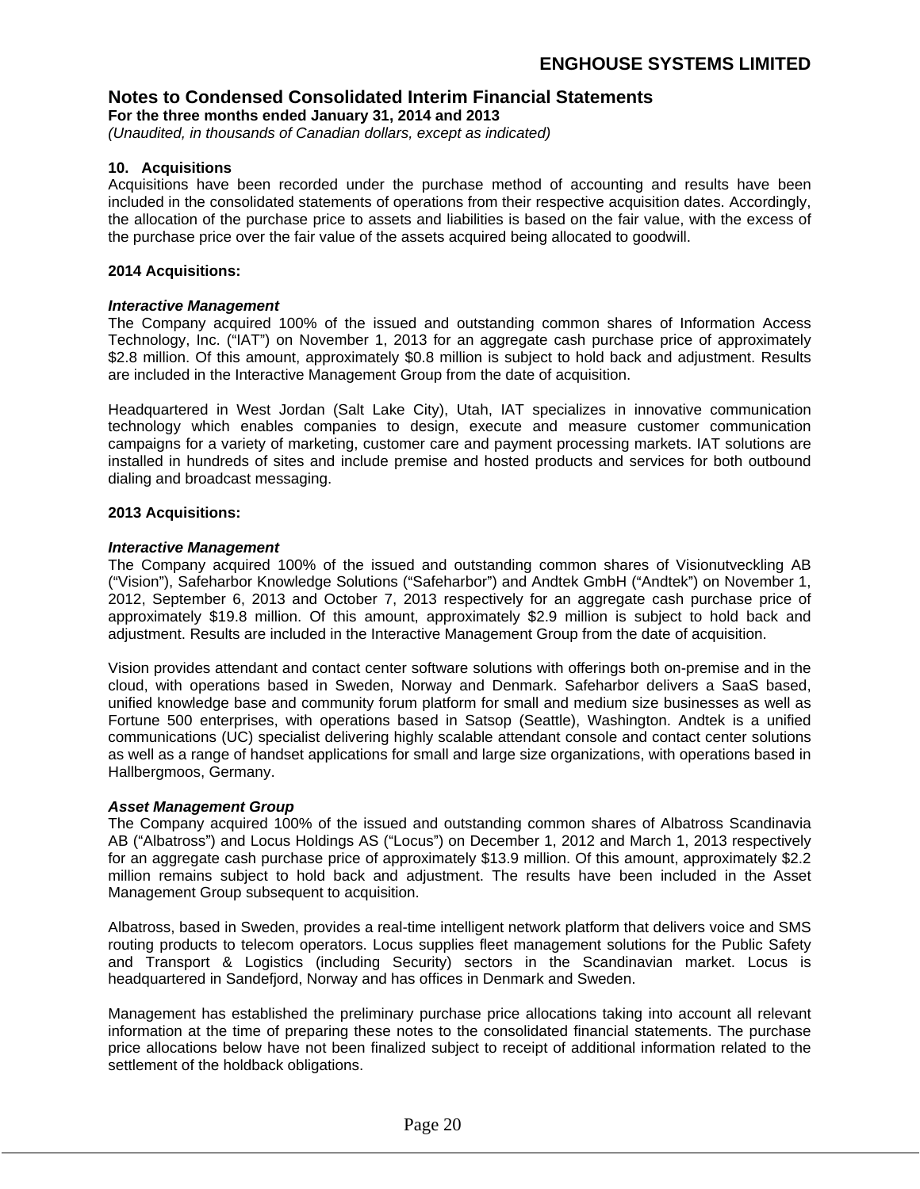## Notes to Condensed Consolidated Interim Financial Statements

**For the three months ended January 31, 2014 and 2013**

*(Unaudited, in thousands of Canadian dollars, except as indicated)*

### 10. Acquisitions

Acquisitions have been recorded under the purchase method of accounting and results have been included in the consolidated statements of operations from their respective acquisition dates. Accordingly, the allocation of the purchase price to assets and liabilities is based on the fair value, with the excess of the purchase price over the fair value of the assets acquired being allocated to goodwill.

**2014 Acquisitions:**

***Interactive Management***

The Company acquired 100% of the issued and outstanding common shares of Information Access Technology, Inc. ("IAT") on November 1, 2013 for an aggregate cash purchase price of approximately $2.8 million. Of this amount, approximately $0.8 million is subject to hold back and adjustment. Results are included in the Interactive Management Group from the date of acquisition.

Headquartered in West Jordan (Salt Lake City), Utah, IAT specializes in innovative communication technology which enables companies to design, execute and measure customer communication campaigns for a variety of marketing, customer care and payment processing markets. IAT solutions are installed in hundreds of sites and include premise and hosted products and services for both outbound dialing and broadcast messaging.

**2013 Acquisitions:**

***Interactive Management***

The Company acquired 100% of the issued and outstanding common shares of Visionutveckling AB ("Vision"), Safeharbor Knowledge Solutions ("Safeharbor") and Andtek GmbH ("Andtek") on November 1, 2012, September 6, 2013 and October 7, 2013 respectively for an aggregate cash purchase price of approximately $19.8 million. Of this amount, approximately $2.9 million is subject to hold back and adjustment. Results are included in the Interactive Management Group from the date of acquisition.

Vision provides attendant and contact center software solutions with offerings both on-premise and in the cloud, with operations based in Sweden, Norway and Denmark. Safeharbor delivers a SaaS based, unified knowledge base and community forum platform for small and medium size businesses as well as Fortune 500 enterprises, with operations based in Satsop (Seattle), Washington. Andtek is a unified communications (UC) specialist delivering highly scalable attendant console and contact center solutions as well as a range of handset applications for small and large size organizations, with operations based in Hallbergmoos, Germany.

***Asset Management Group***

The Company acquired 100% of the issued and outstanding common shares of Albatross Scandinavia AB ("Albatross") and Locus Holdings AS ("Locus") on December 1, 2012 and March 1, 2013 respectively for an aggregate cash purchase price of approximately $13.9 million. Of this amount, approximately $2.2 million remains subject to hold back and adjustment. The results have been included in the Asset Management Group subsequent to acquisition.

Albatross, based in Sweden, provides a real-time intelligent network platform that delivers voice and SMS routing products to telecom operators. Locus supplies fleet management solutions for the Public Safety and Transport & Logistics (including Security) sectors in the Scandinavian market. Locus is headquartered in Sandefjord, Norway and has offices in Denmark and Sweden.

Management has established the preliminary purchase price allocations taking into account all relevant information at the time of preparing these notes to the consolidated financial statements. The purchase price allocations below have not been finalized subject to receipt of additional information related to the settlement of the holdback obligations.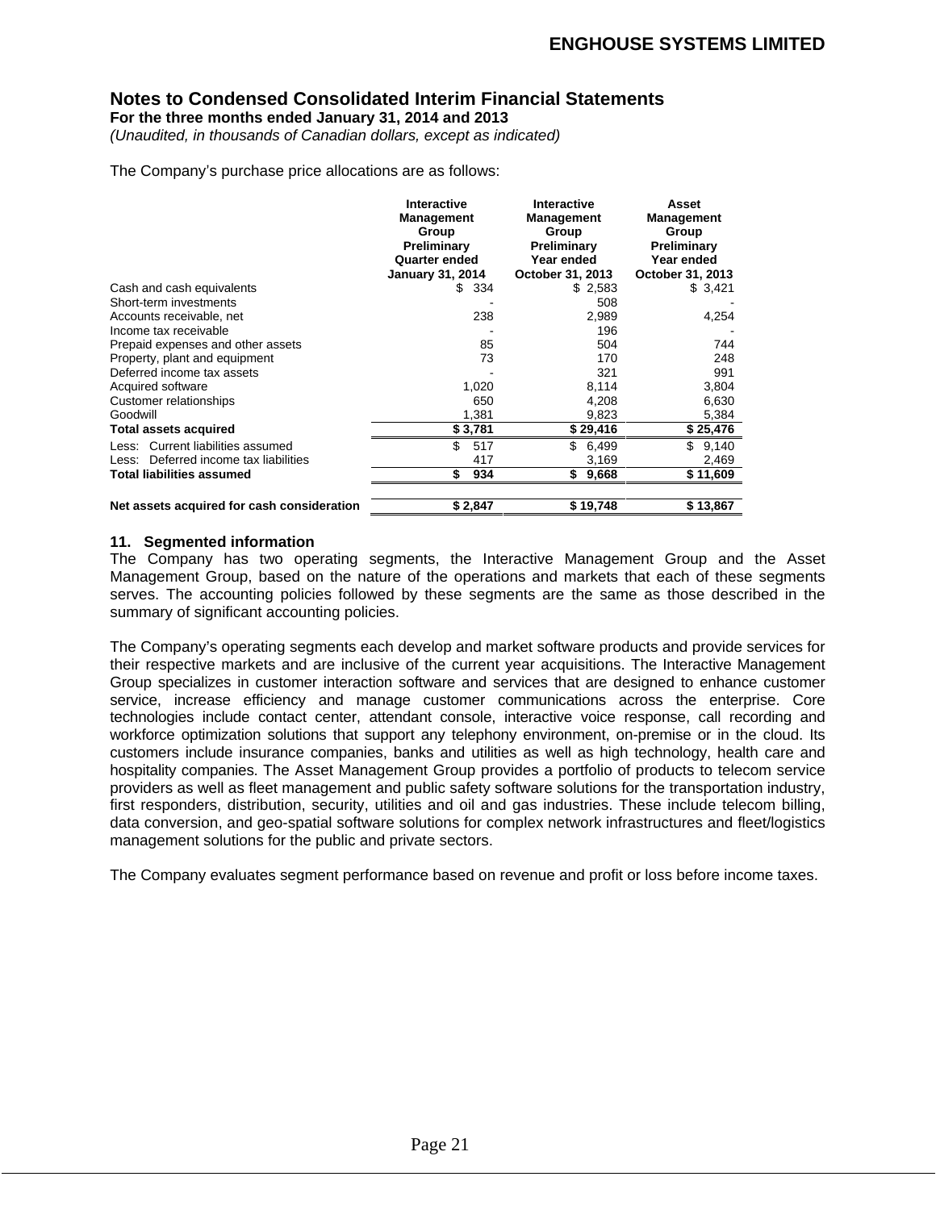## Notes to Condensed Consolidated Interim Financial Statements

**For the three months ended January 31, 2014 and 2013**

*(Unaudited, in thousands of Canadian dollars, except as indicated)*

The Company's purchase price allocations are as follows:

| | Interactive Management Group Preliminary Quarter ended January 31, 2014 | Interactive Management Group Preliminary Year ended October 31, 2013 | Asset Management Group Preliminary Year ended October 31, 2013 |
|---|---|---|---|
| Cash and cash equivalents | $ 334 | $ 2,583 | $ 3,421 |
| Short-term investments | - | 508 | - |
| Accounts receivable, net | 238 | 2,989 | 4,254 |
| Income tax receivable | - | 196 | - |
| Prepaid expenses and other assets | 85 | 504 | 744 |
| Property, plant and equipment | 73 | 170 | 248 |
| Deferred income tax assets | - | 321 | 991 |
| Acquired software | 1,020 | 8,114 | 3,804 |
| Customer relationships | 650 | 4,208 | 6,630 |
| Goodwill | 1,381 | 9,823 | 5,384 |
| **Total assets acquired** | **$ 3,781** | **$ 29,416** | **$ 25,476** |
| Less: Current liabilities assumed | $ 517 | $ 6,499 | $ 9,140 |
| Less: Deferred income tax liabilities | 417 | 3,169 | 2,469 |
| **Total liabilities assumed** | **$ 934** | **$ 9,668** | **$ 11,609** |
| **Net assets acquired for cash consideration** | **$ 2,847** | **$ 19,748** | **$ 13,867** |

### 11. Segmented information

The Company has two operating segments, the Interactive Management Group and the Asset Management Group, based on the nature of the operations and markets that each of these segments serves. The accounting policies followed by these segments are the same as those described in the summary of significant accounting policies.

The Company's operating segments each develop and market software products and provide services for their respective markets and are inclusive of the current year acquisitions. The Interactive Management Group specializes in customer interaction software and services that are designed to enhance customer service, increase efficiency and manage customer communications across the enterprise. Core technologies include contact center, attendant console, interactive voice response, call recording and workforce optimization solutions that support any telephony environment, on-premise or in the cloud. Its customers include insurance companies, banks and utilities as well as high technology, health care and hospitality companies. The Asset Management Group provides a portfolio of products to telecom service providers as well as fleet management and public safety software solutions for the transportation industry, first responders, distribution, security, utilities and oil and gas industries. These include telecom billing, data conversion, and geo-spatial software solutions for complex network infrastructures and fleet/logistics management solutions for the public and private sectors.

The Company evaluates segment performance based on revenue and profit or loss before income taxes.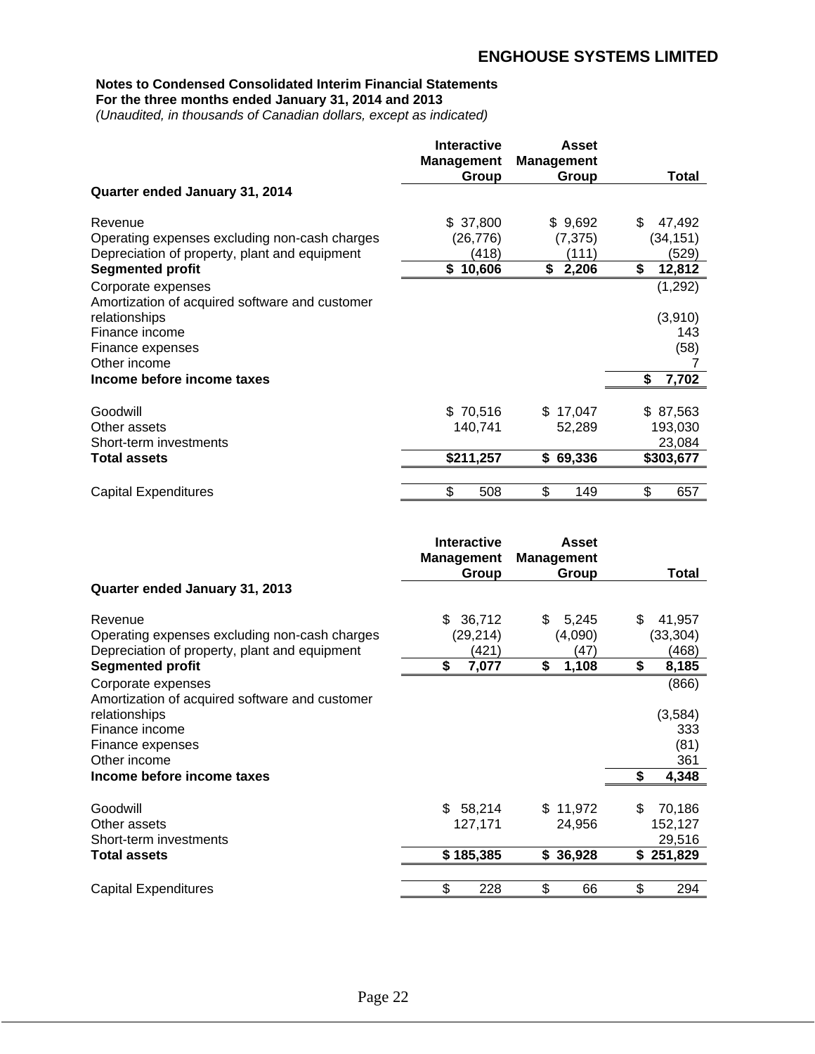**Notes to Condensed Consolidated Interim Financial Statements**
**For the three months ended January 31, 2014 and 2013**
*(Unaudited, in thousands of Canadian dollars, except as indicated)*

| | Interactive Management Group | Asset Management Group | Total |
|---|---|---|---|
| **Quarter ended January 31, 2014** | | | |
| Revenue | $ 37,800 | $ 9,692 | $ 47,492 |
| Operating expenses excluding non-cash charges | (26,776) | (7,375) | (34,151) |
| Depreciation of property, plant and equipment | (418) | (111) | (529) |
| **Segmented profit** | **$ 10,606** | **$ 2,206** | **$ 12,812** |
| Corporate expenses | | | (1,292) |
| Amortization of acquired software and customer relationships | | | (3,910) |
| Finance income | | | 143 |
| Finance expenses | | | (58) |
| Other income | | | 7 |
| **Income before income taxes** | | | **$ 7,702** |
| Goodwill | $ 70,516 | $ 17,047 | $ 87,563 |
| Other assets | 140,741 | 52,289 | 193,030 |
| Short-term investments | | | 23,084 |
| **Total assets** | **$211,257** | **$ 69,336** | **$303,677** |
| Capital Expenditures | $ 508 | $ 149 | $ 657 |

| | Interactive Management Group | Asset Management Group | Total |
|---|---|---|---|
| **Quarter ended January 31, 2013** | | | |
| Revenue | $ 36,712 | $ 5,245 | $ 41,957 |
| Operating expenses excluding non-cash charges | (29,214) | (4,090) | (33,304) |
| Depreciation of property, plant and equipment | (421) | (47) | (468) |
| **Segmented profit** | **$ 7,077** | **$ 1,108** | **$ 8,185** |
| Corporate expenses | | | (866) |
| Amortization of acquired software and customer relationships | | | (3,584) |
| Finance income | | | 333 |
| Finance expenses | | | (81) |
| Other income | | | 361 |
| **Income before income taxes** | | | **$ 4,348** |
| Goodwill | $ 58,214 | $ 11,972 | $ 70,186 |
| Other assets | 127,171 | 24,956 | 152,127 |
| Short-term investments | | | 29,516 |
| **Total assets** | **$ 185,385** | **$ 36,928** | **$ 251,829** |
| Capital Expenditures | $ 228 | $ 66 | $ 294 |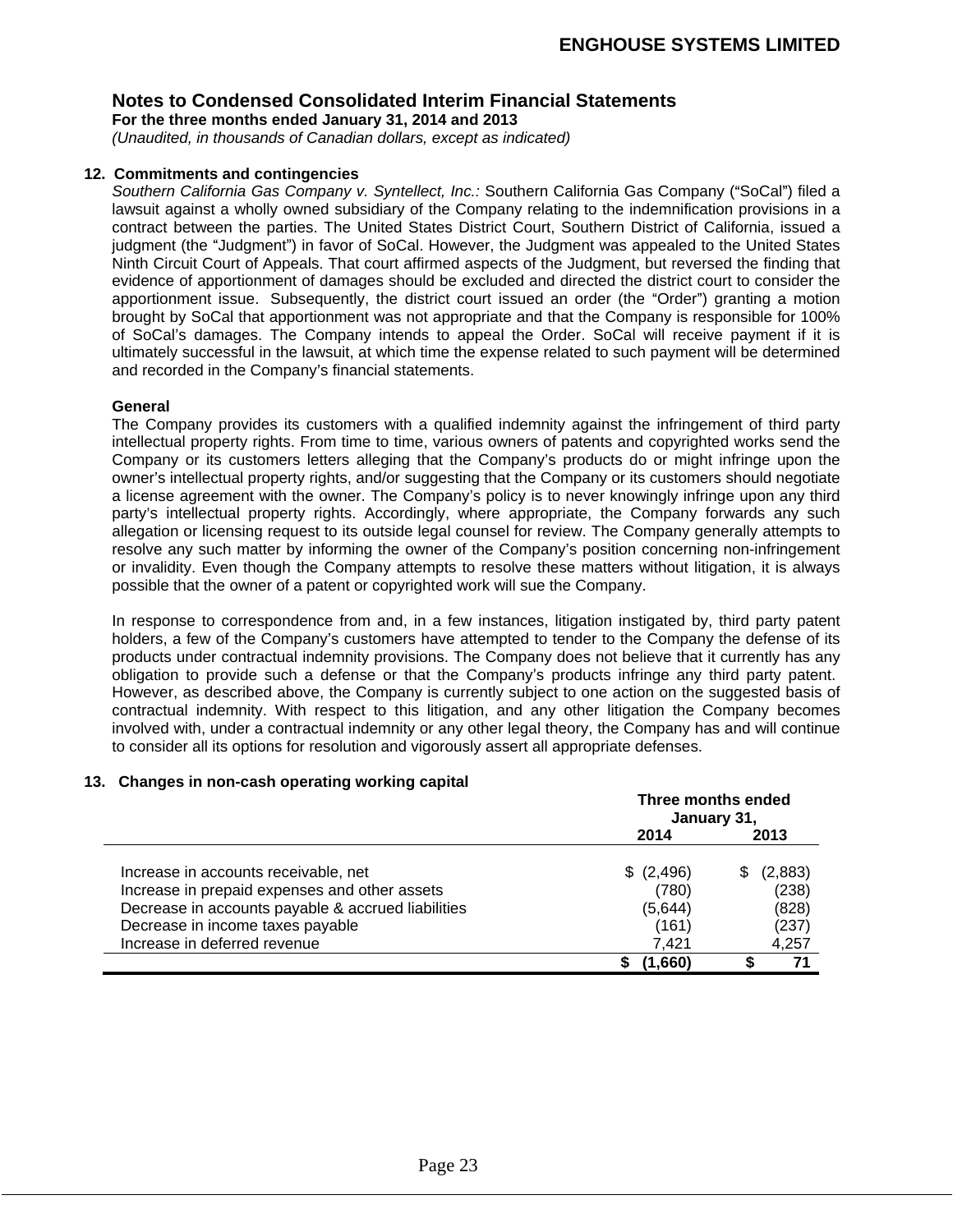# Notes to Condensed Consolidated Interim Financial Statements

**For the three months ended January 31, 2014 and 2013**

*(Unaudited, in thousands of Canadian dollars, except as indicated)*

## 12. Commitments and contingencies

*Southern California Gas Company v. Syntellect, Inc.:* Southern California Gas Company ("SoCal") filed a lawsuit against a wholly owned subsidiary of the Company relating to the indemnification provisions in a contract between the parties. The United States District Court, Southern District of California, issued a judgment (the "Judgment") in favor of SoCal. However, the Judgment was appealed to the United States Ninth Circuit Court of Appeals. That court affirmed aspects of the Judgment, but reversed the finding that evidence of apportionment of damages should be excluded and directed the district court to consider the apportionment issue. Subsequently, the district court issued an order (the "Order") granting a motion brought by SoCal that apportionment was not appropriate and that the Company is responsible for 100% of SoCal's damages. The Company intends to appeal the Order. SoCal will receive payment if it is ultimately successful in the lawsuit, at which time the expense related to such payment will be determined and recorded in the Company's financial statements.

**General**

The Company provides its customers with a qualified indemnity against the infringement of third party intellectual property rights. From time to time, various owners of patents and copyrighted works send the Company or its customers letters alleging that the Company's products do or might infringe upon the owner's intellectual property rights, and/or suggesting that the Company or its customers should negotiate a license agreement with the owner. The Company's policy is to never knowingly infringe upon any third party's intellectual property rights. Accordingly, where appropriate, the Company forwards any such allegation or licensing request to its outside legal counsel for review. The Company generally attempts to resolve any such matter by informing the owner of the Company's position concerning non-infringement or invalidity. Even though the Company attempts to resolve these matters without litigation, it is always possible that the owner of a patent or copyrighted work will sue the Company.

In response to correspondence from and, in a few instances, litigation instigated by, third party patent holders, a few of the Company's customers have attempted to tender to the Company the defense of its products under contractual indemnity provisions. The Company does not believe that it currently has any obligation to provide such a defense or that the Company's products infringe any third party patent. However, as described above, the Company is currently subject to one action on the suggested basis of contractual indemnity. With respect to this litigation, and any other litigation the Company becomes involved with, under a contractual indemnity or any other legal theory, the Company has and will continue to consider all its options for resolution and vigorously assert all appropriate defenses.

## 13. Changes in non-cash operating working capital

| | Three months ended January 31, | |
|---|---|---|
| | **2014** | **2013** |
| Increase in accounts receivable, net | $ (2,496) | $ (2,883) |
| Increase in prepaid expenses and other assets | (780) | (238) |
| Decrease in accounts payable & accrued liabilities | (5,644) | (828) |
| Decrease in income taxes payable | (161) | (237) |
| Increase in deferred revenue | 7,421 | 4,257 |
| | **$ (1,660)** | **$ 71** |